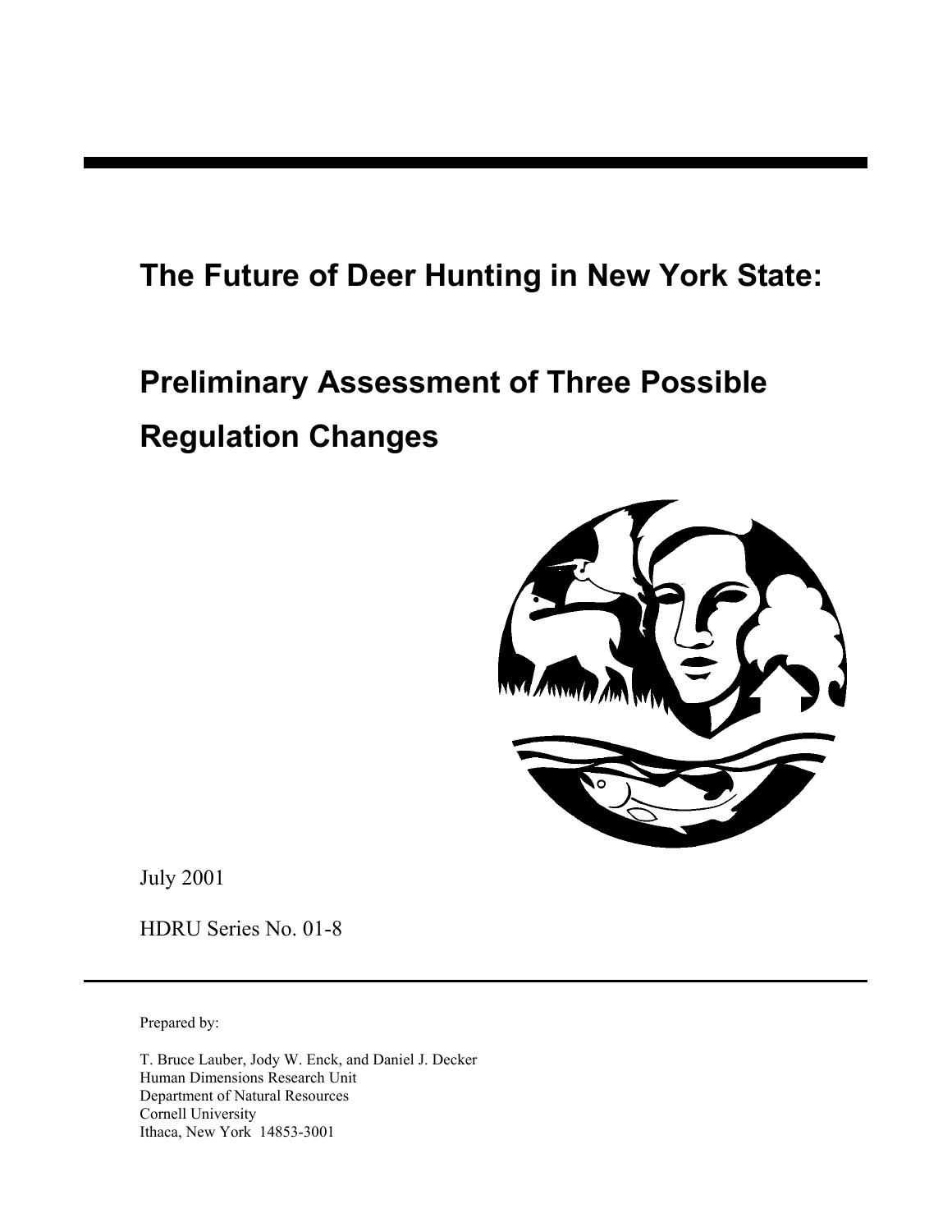# The Future of Deer Hunting in New York State:

# Preliminary Assessment of Three Possible Regulation Changes

July 2001

HDRU Series No. 01-8

---

Prepared by:

T. Bruce Lauber, Jody W. Enck, and Daniel J. Decker
Human Dimensions Research Unit
Department of Natural Resources
Cornell University
Ithaca, New York 14853-3001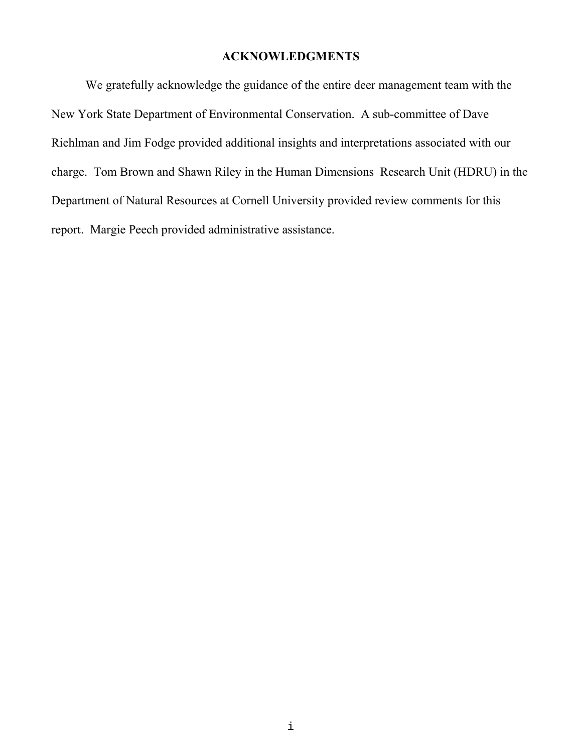# ACKNOWLEDGMENTS

We gratefully acknowledge the guidance of the entire deer management team with the New York State Department of Environmental Conservation. A sub-committee of Dave Riehlman and Jim Fodge provided additional insights and interpretations associated with our charge. Tom Brown and Shawn Riley in the Human Dimensions Research Unit (HDRU) in the Department of Natural Resources at Cornell University provided review comments for this report. Margie Peech provided administrative assistance.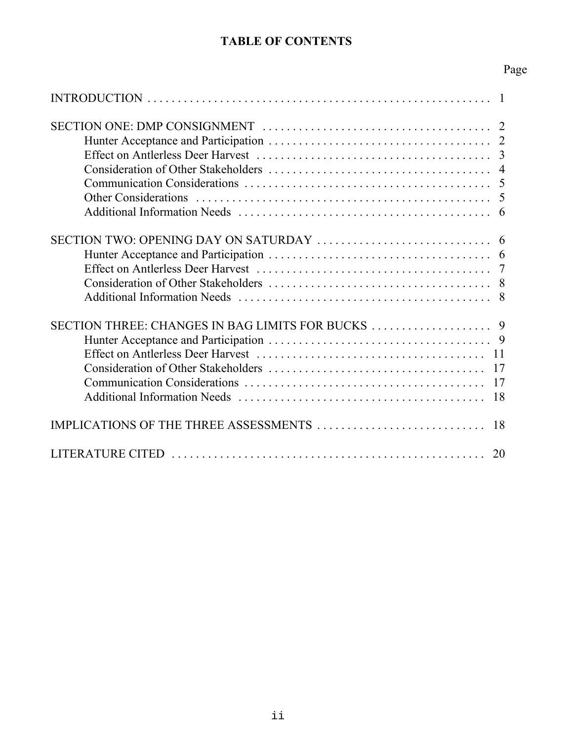# TABLE OF CONTENTS

| | Page |
|---|---|
| INTRODUCTION | 1 |
| SECTION ONE: DMP CONSIGNMENT | 2 |
| Hunter Acceptance and Participation | 2 |
| Effect on Antlerless Deer Harvest | 3 |
| Consideration of Other Stakeholders | 4 |
| Communication Considerations | 5 |
| Other Considerations | 5 |
| Additional Information Needs | 6 |
| SECTION TWO: OPENING DAY ON SATURDAY | 6 |
| Hunter Acceptance and Participation | 6 |
| Effect on Antlerless Deer Harvest | 7 |
| Consideration of Other Stakeholders | 8 |
| Additional Information Needs | 8 |
| SECTION THREE: CHANGES IN BAG LIMITS FOR BUCKS | 9 |
| Hunter Acceptance and Participation | 9 |
| Effect on Antlerless Deer Harvest | 11 |
| Consideration of Other Stakeholders | 17 |
| Communication Considerations | 17 |
| Additional Information Needs | 18 |
| IMPLICATIONS OF THE THREE ASSESSMENTS | 18 |
| LITERATURE CITED | 20 |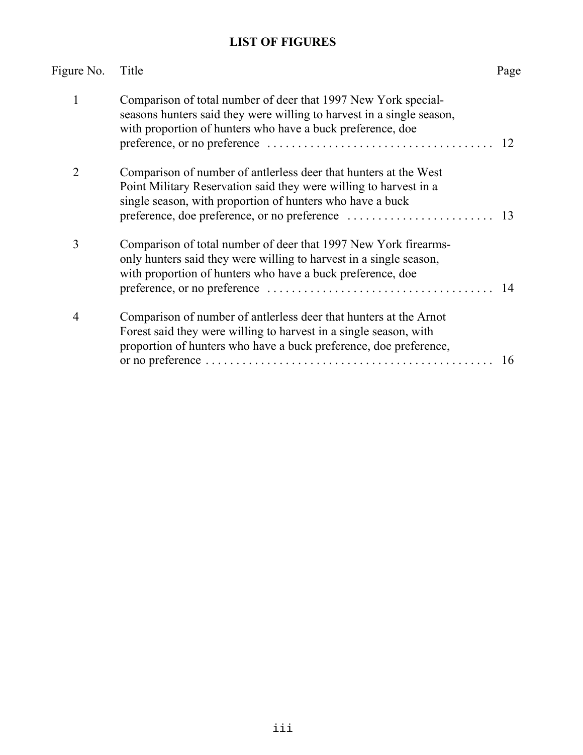## LIST OF FIGURES

| Figure No. | Title | Page |
| --- | --- | --- |
| 1 | Comparison of total number of deer that 1997 New York special-seasons hunters said they were willing to harvest in a single season, with proportion of hunters who have a buck preference, doe preference, or no preference | 12 |
| 2 | Comparison of number of antlerless deer that hunters at the West Point Military Reservation said they were willing to harvest in a single season, with proportion of hunters who have a buck preference, doe preference, or no preference | 13 |
| 3 | Comparison of total number of deer that 1997 New York firearms-only hunters said they were willing to harvest in a single season, with proportion of hunters who have a buck preference, doe preference, or no preference | 14 |
| 4 | Comparison of number of antlerless deer that hunters at the Arnot Forest said they were willing to harvest in a single season, with proportion of hunters who have a buck preference, doe preference, or no preference | 16 |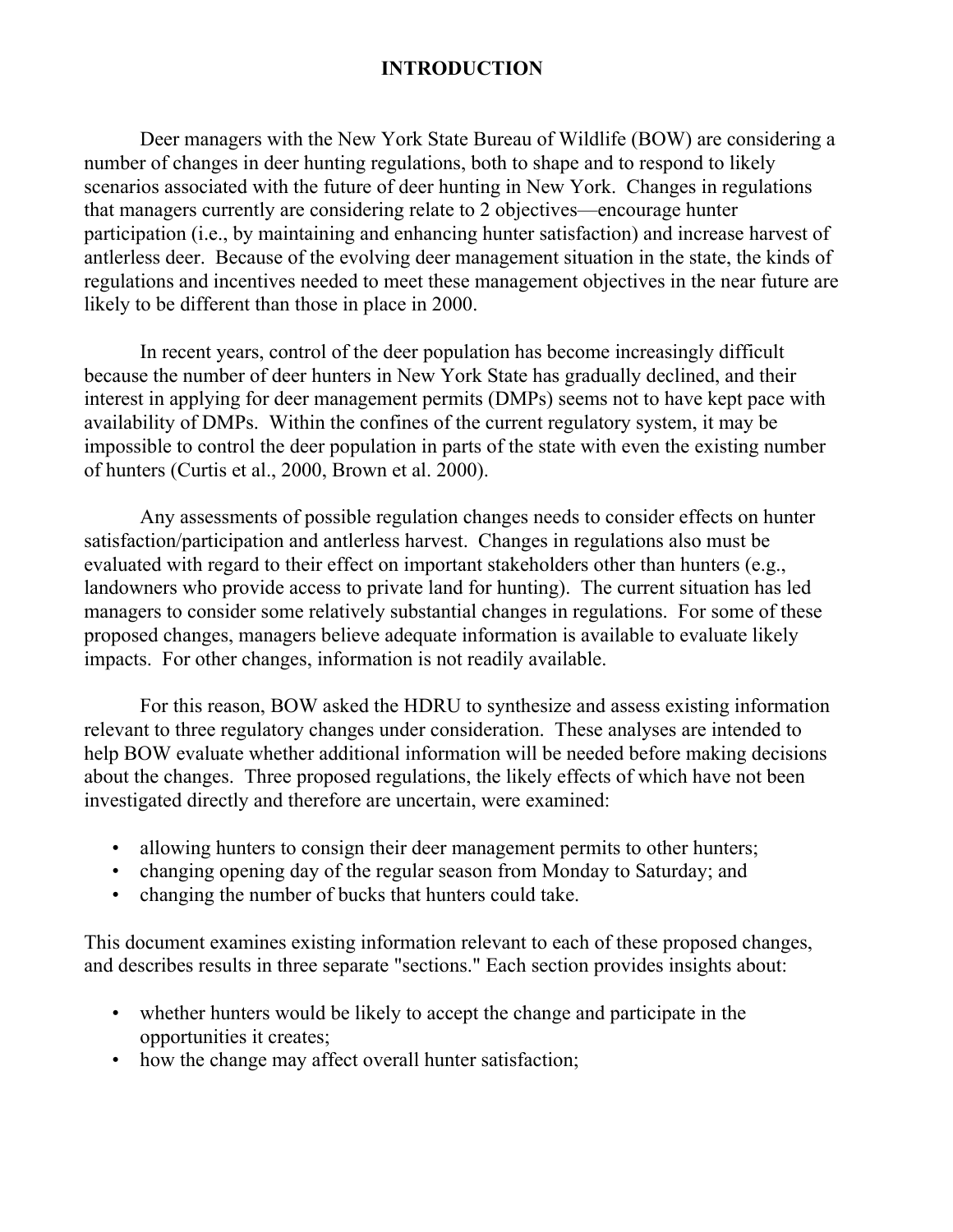# INTRODUCTION

Deer managers with the New York State Bureau of Wildlife (BOW) are considering a number of changes in deer hunting regulations, both to shape and to respond to likely scenarios associated with the future of deer hunting in New York. Changes in regulations that managers currently are considering relate to 2 objectives—encourage hunter participation (i.e., by maintaining and enhancing hunter satisfaction) and increase harvest of antlerless deer. Because of the evolving deer management situation in the state, the kinds of regulations and incentives needed to meet these management objectives in the near future are likely to be different than those in place in 2000.

In recent years, control of the deer population has become increasingly difficult because the number of deer hunters in New York State has gradually declined, and their interest in applying for deer management permits (DMPs) seems not to have kept pace with availability of DMPs. Within the confines of the current regulatory system, it may be impossible to control the deer population in parts of the state with even the existing number of hunters (Curtis et al., 2000, Brown et al. 2000).

Any assessments of possible regulation changes needs to consider effects on hunter satisfaction/participation and antlerless harvest. Changes in regulations also must be evaluated with regard to their effect on important stakeholders other than hunters (e.g., landowners who provide access to private land for hunting). The current situation has led managers to consider some relatively substantial changes in regulations. For some of these proposed changes, managers believe adequate information is available to evaluate likely impacts. For other changes, information is not readily available.

For this reason, BOW asked the HDRU to synthesize and assess existing information relevant to three regulatory changes under consideration. These analyses are intended to help BOW evaluate whether additional information will be needed before making decisions about the changes. Three proposed regulations, the likely effects of which have not been investigated directly and therefore are uncertain, were examined:

- allowing hunters to consign their deer management permits to other hunters;
- changing opening day of the regular season from Monday to Saturday; and
- changing the number of bucks that hunters could take.

This document examines existing information relevant to each of these proposed changes, and describes results in three separate "sections." Each section provides insights about:

- whether hunters would be likely to accept the change and participate in the opportunities it creates;
- how the change may affect overall hunter satisfaction;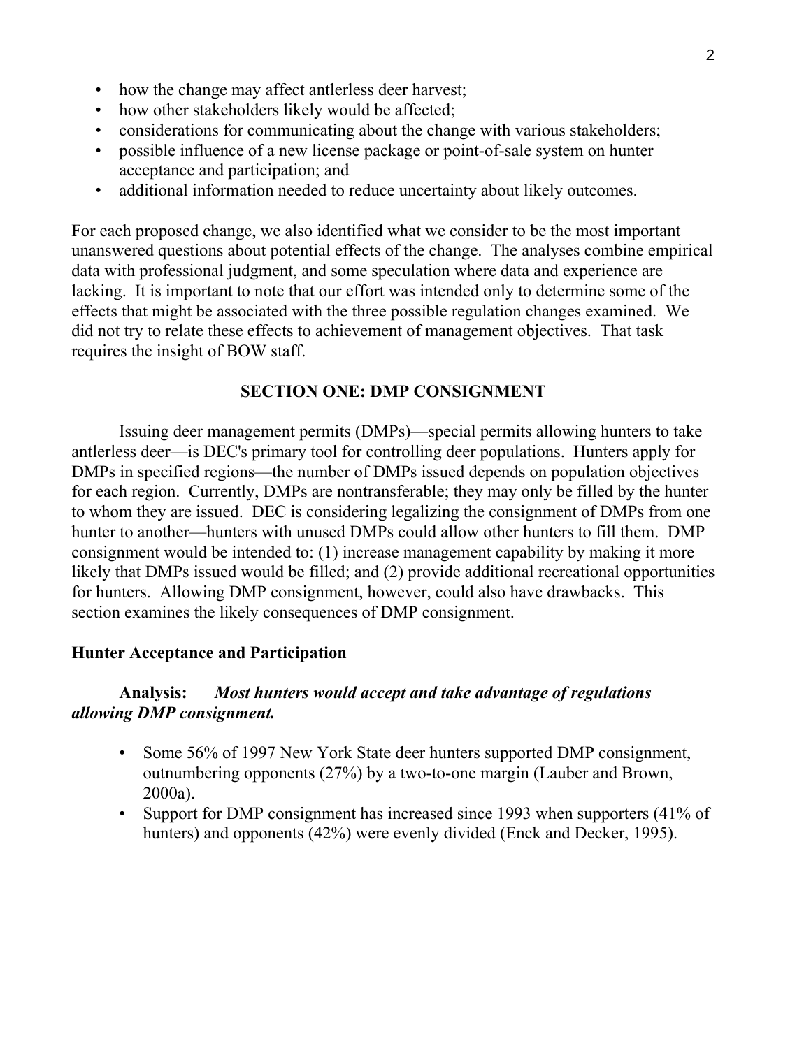- how the change may affect antlerless deer harvest;
- how other stakeholders likely would be affected;
- considerations for communicating about the change with various stakeholders;
- possible influence of a new license package or point-of-sale system on hunter acceptance and participation; and
- additional information needed to reduce uncertainty about likely outcomes.

For each proposed change, we also identified what we consider to be the most important unanswered questions about potential effects of the change. The analyses combine empirical data with professional judgment, and some speculation where data and experience are lacking. It is important to note that our effort was intended only to determine some of the effects that might be associated with the three possible regulation changes examined. We did not try to relate these effects to achievement of management objectives. That task requires the insight of BOW staff.

## SECTION ONE: DMP CONSIGNMENT

Issuing deer management permits (DMPs)—special permits allowing hunters to take antlerless deer—is DEC's primary tool for controlling deer populations. Hunters apply for DMPs in specified regions—the number of DMPs issued depends on population objectives for each region. Currently, DMPs are nontransferable; they may only be filled by the hunter to whom they are issued. DEC is considering legalizing the consignment of DMPs from one hunter to another—hunters with unused DMPs could allow other hunters to fill them. DMP consignment would be intended to: (1) increase management capability by making it more likely that DMPs issued would be filled; and (2) provide additional recreational opportunities for hunters. Allowing DMP consignment, however, could also have drawbacks. This section examines the likely consequences of DMP consignment.

### Hunter Acceptance and Participation

**Analysis:** ***Most hunters would accept and take advantage of regulations allowing DMP consignment.***

- Some 56% of 1997 New York State deer hunters supported DMP consignment, outnumbering opponents (27%) by a two-to-one margin (Lauber and Brown, 2000a).
- Support for DMP consignment has increased since 1993 when supporters (41% of hunters) and opponents (42%) were evenly divided (Enck and Decker, 1995).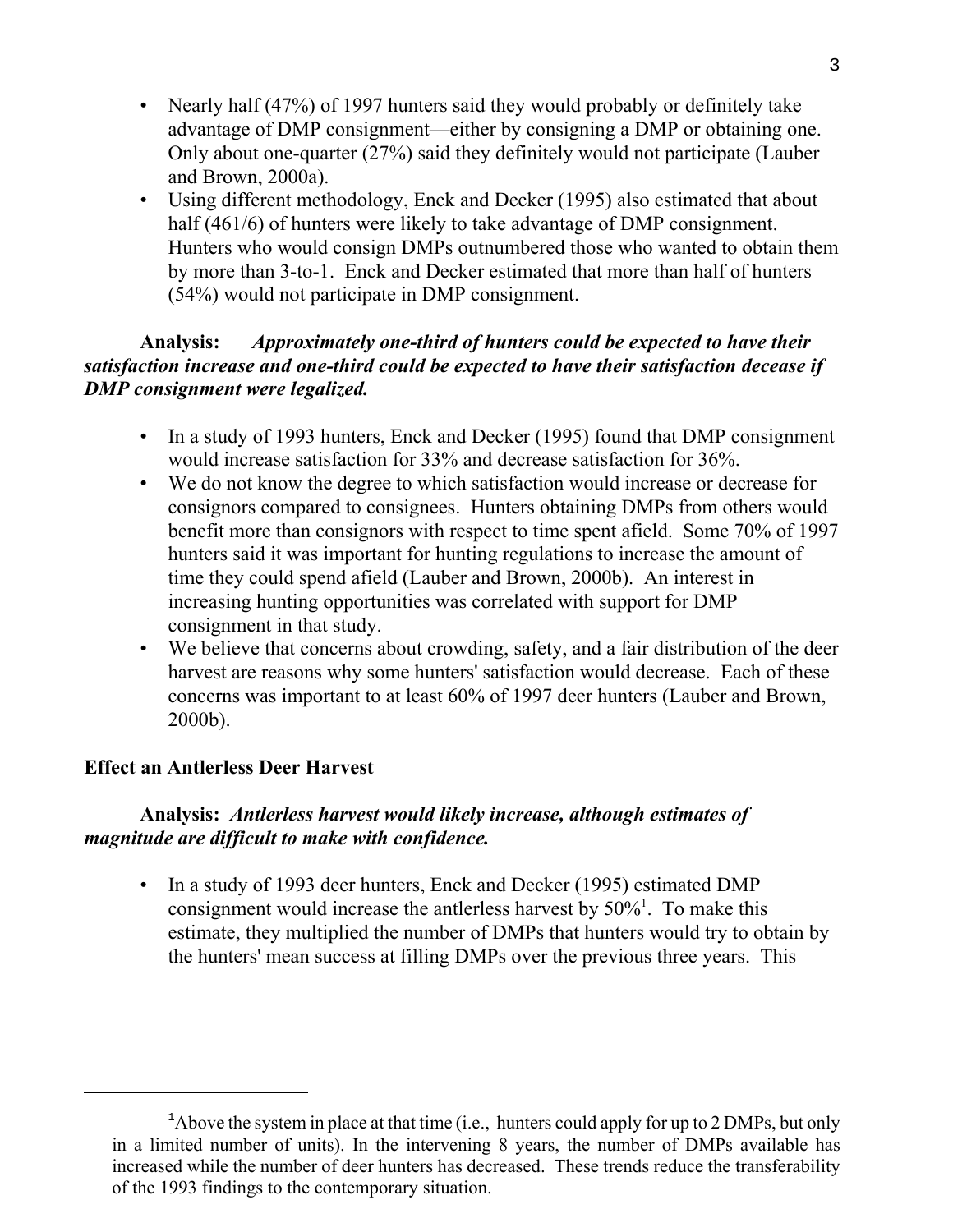- Nearly half (47%) of 1997 hunters said they would probably or definitely take advantage of DMP consignment—either by consigning a DMP or obtaining one. Only about one-quarter (27%) said they definitely would not participate (Lauber and Brown, 2000a).
- Using different methodology, Enck and Decker (1995) also estimated that about half (461/6) of hunters were likely to take advantage of DMP consignment. Hunters who would consign DMPs outnumbered those who wanted to obtain them by more than 3-to-1. Enck and Decker estimated that more than half of hunters (54%) would not participate in DMP consignment.

**Analysis:** ***Approximately one-third of hunters could be expected to have their satisfaction increase and one-third could be expected to have their satisfaction decease if DMP consignment were legalized.***

- In a study of 1993 hunters, Enck and Decker (1995) found that DMP consignment would increase satisfaction for 33% and decrease satisfaction for 36%.
- We do not know the degree to which satisfaction would increase or decrease for consignors compared to consignees. Hunters obtaining DMPs from others would benefit more than consignors with respect to time spent afield. Some 70% of 1997 hunters said it was important for hunting regulations to increase the amount of time they could spend afield (Lauber and Brown, 2000b). An interest in increasing hunting opportunities was correlated with support for DMP consignment in that study.
- We believe that concerns about crowding, safety, and a fair distribution of the deer harvest are reasons why some hunters' satisfaction would decrease. Each of these concerns was important to at least 60% of 1997 deer hunters (Lauber and Brown, 2000b).

### Effect an Antlerless Deer Harvest

**Analysis:** ***Antlerless harvest would likely increase, although estimates of magnitude are difficult to make with confidence.***

- In a study of 1993 deer hunters, Enck and Decker (1995) estimated DMP consignment would increase the antlerless harvest by 50%[1]. To make this estimate, they multiplied the number of DMPs that hunters would try to obtain by the hunters' mean success at filling DMPs over the previous three years. This

[1] Above the system in place at that time (i.e., hunters could apply for up to 2 DMPs, but only in a limited number of units). In the intervening 8 years, the number of DMPs available has increased while the number of deer hunters has decreased. These trends reduce the transferability of the 1993 findings to the contemporary situation.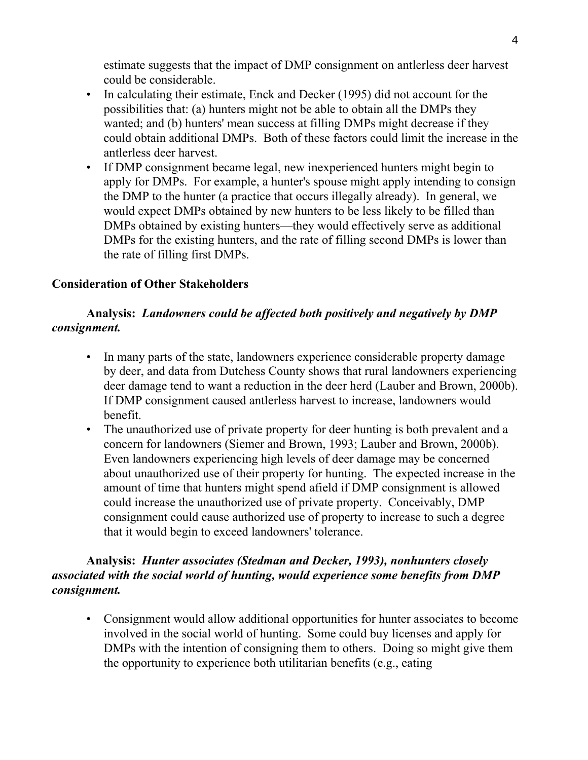estimate suggests that the impact of DMP consignment on antlerless deer harvest could be considerable.

- In calculating their estimate, Enck and Decker (1995) did not account for the possibilities that: (a) hunters might not be able to obtain all the DMPs they wanted; and (b) hunters' mean success at filling DMPs might decrease if they could obtain additional DMPs. Both of these factors could limit the increase in the antlerless deer harvest.
- If DMP consignment became legal, new inexperienced hunters might begin to apply for DMPs. For example, a hunter's spouse might apply intending to consign the DMP to the hunter (a practice that occurs illegally already). In general, we would expect DMPs obtained by new hunters to be less likely to be filled than DMPs obtained by existing hunters—they would effectively serve as additional DMPs for the existing hunters, and the rate of filling second DMPs is lower than the rate of filling first DMPs.

**Consideration of Other Stakeholders**

**Analysis:** ***Landowners could be affected both positively and negatively by DMP consignment.***

- In many parts of the state, landowners experience considerable property damage by deer, and data from Dutchess County shows that rural landowners experiencing deer damage tend to want a reduction in the deer herd (Lauber and Brown, 2000b). If DMP consignment caused antlerless harvest to increase, landowners would benefit.
- The unauthorized use of private property for deer hunting is both prevalent and a concern for landowners (Siemer and Brown, 1993; Lauber and Brown, 2000b). Even landowners experiencing high levels of deer damage may be concerned about unauthorized use of their property for hunting. The expected increase in the amount of time that hunters might spend afield if DMP consignment is allowed could increase the unauthorized use of private property. Conceivably, DMP consignment could cause authorized use of property to increase to such a degree that it would begin to exceed landowners' tolerance.

**Analysis:** ***Hunter associates (Stedman and Decker, 1993), nonhunters closely associated with the social world of hunting, would experience some benefits from DMP consignment.***

- Consignment would allow additional opportunities for hunter associates to become involved in the social world of hunting. Some could buy licenses and apply for DMPs with the intention of consigning them to others. Doing so might give them the opportunity to experience both utilitarian benefits (e.g., eating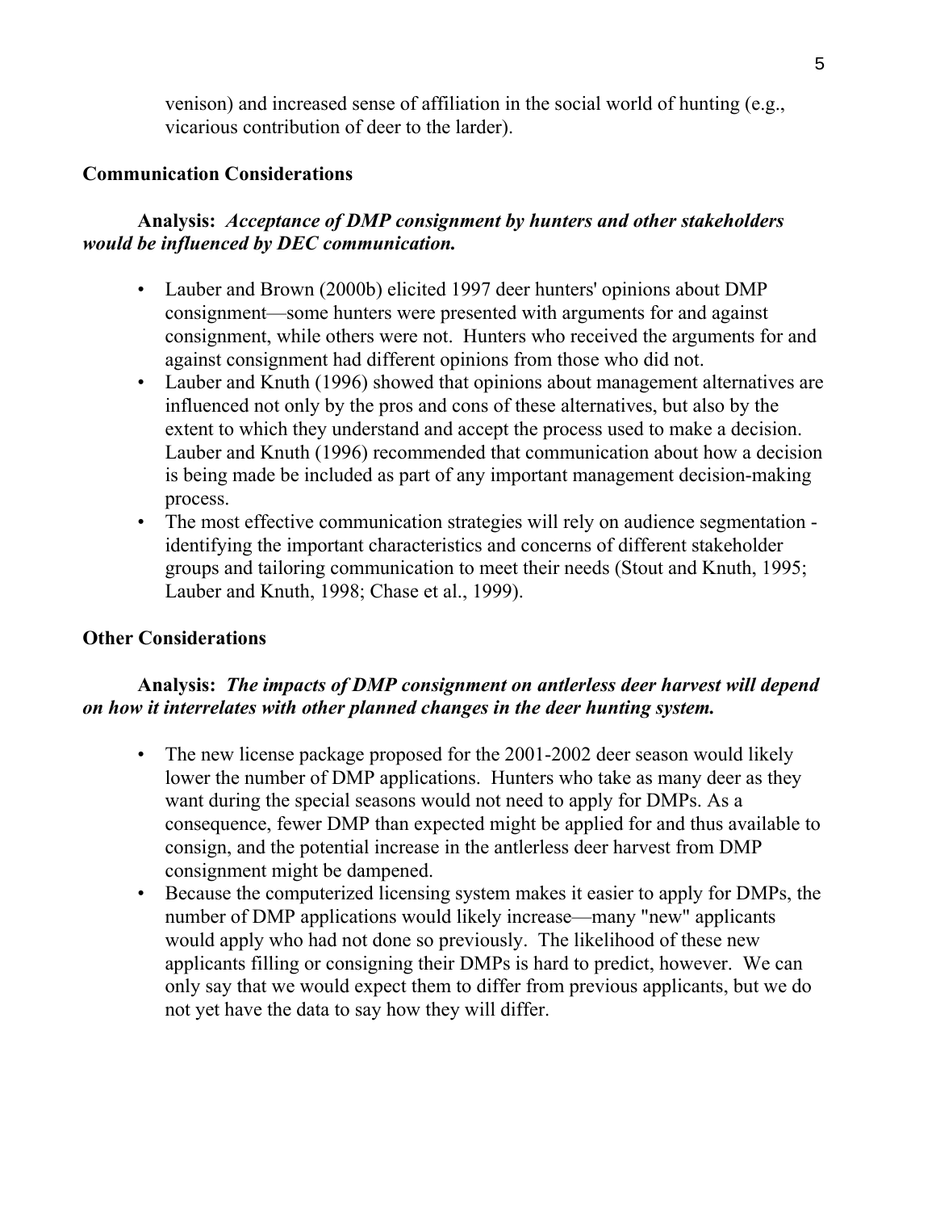venison) and increased sense of affiliation in the social world of hunting (e.g., vicarious contribution of deer to the larder).

### Communication Considerations

**Analysis:** ***Acceptance of DMP consignment by hunters and other stakeholders would be influenced by DEC communication.***

- Lauber and Brown (2000b) elicited 1997 deer hunters' opinions about DMP consignment—some hunters were presented with arguments for and against consignment, while others were not. Hunters who received the arguments for and against consignment had different opinions from those who did not.
- Lauber and Knuth (1996) showed that opinions about management alternatives are influenced not only by the pros and cons of these alternatives, but also by the extent to which they understand and accept the process used to make a decision. Lauber and Knuth (1996) recommended that communication about how a decision is being made be included as part of any important management decision-making process.
- The most effective communication strategies will rely on audience segmentation - identifying the important characteristics and concerns of different stakeholder groups and tailoring communication to meet their needs (Stout and Knuth, 1995; Lauber and Knuth, 1998; Chase et al., 1999).

### Other Considerations

**Analysis:** ***The impacts of DMP consignment on antlerless deer harvest will depend on how it interrelates with other planned changes in the deer hunting system.***

- The new license package proposed for the 2001-2002 deer season would likely lower the number of DMP applications. Hunters who take as many deer as they want during the special seasons would not need to apply for DMPs. As a consequence, fewer DMP than expected might be applied for and thus available to consign, and the potential increase in the antlerless deer harvest from DMP consignment might be dampened.
- Because the computerized licensing system makes it easier to apply for DMPs, the number of DMP applications would likely increase—many "new" applicants would apply who had not done so previously. The likelihood of these new applicants filling or consigning their DMPs is hard to predict, however. We can only say that we would expect them to differ from previous applicants, but we do not yet have the data to say how they will differ.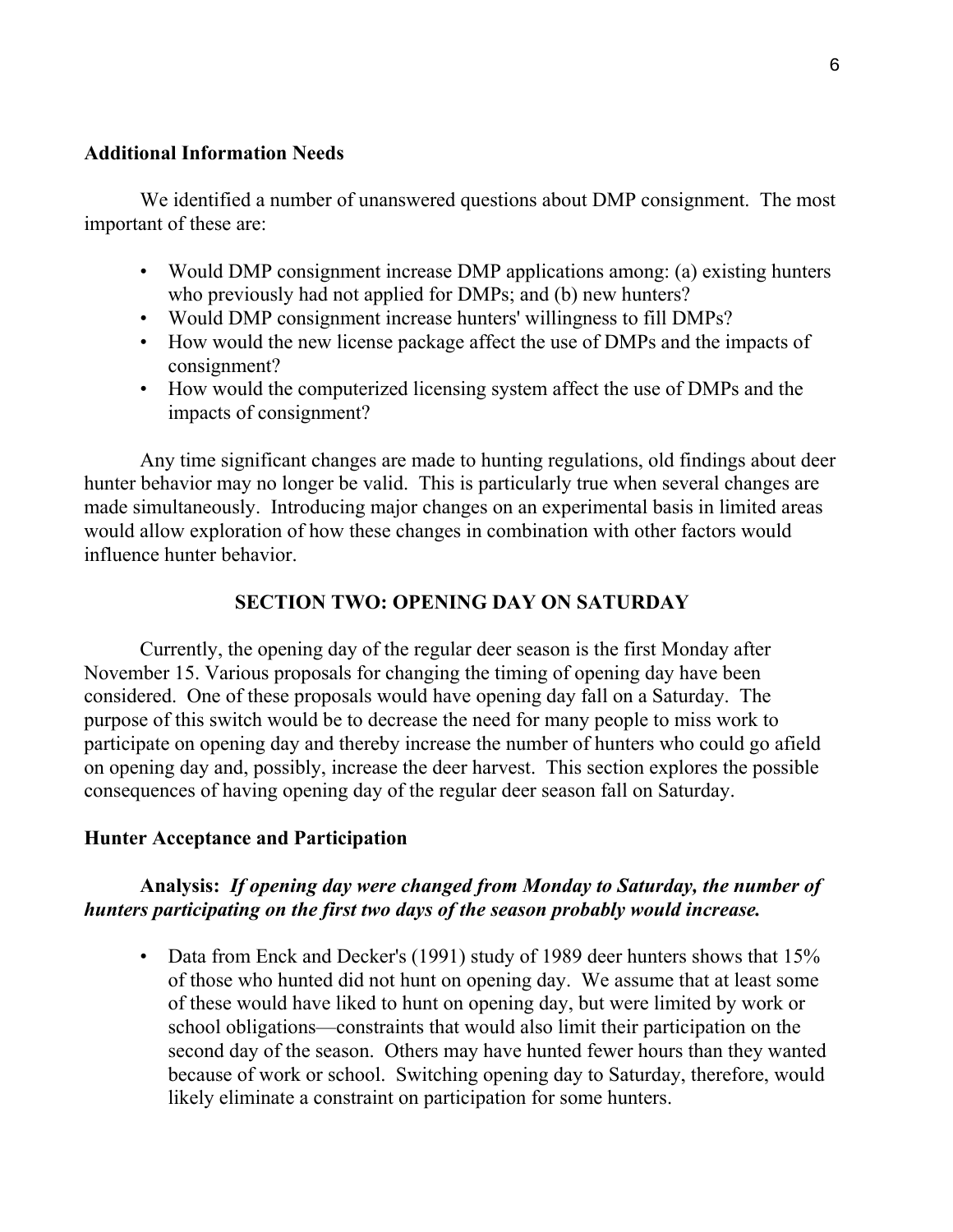### Additional Information Needs

We identified a number of unanswered questions about DMP consignment. The most important of these are:

- Would DMP consignment increase DMP applications among: (a) existing hunters who previously had not applied for DMPs; and (b) new hunters?
- Would DMP consignment increase hunters' willingness to fill DMPs?
- How would the new license package affect the use of DMPs and the impacts of consignment?
- How would the computerized licensing system affect the use of DMPs and the impacts of consignment?

Any time significant changes are made to hunting regulations, old findings about deer hunter behavior may no longer be valid. This is particularly true when several changes are made simultaneously. Introducing major changes on an experimental basis in limited areas would allow exploration of how these changes in combination with other factors would influence hunter behavior.

## SECTION TWO: OPENING DAY ON SATURDAY

Currently, the opening day of the regular deer season is the first Monday after November 15. Various proposals for changing the timing of opening day have been considered. One of these proposals would have opening day fall on a Saturday. The purpose of this switch would be to decrease the need for many people to miss work to participate on opening day and thereby increase the number of hunters who could go afield on opening day and, possibly, increase the deer harvest. This section explores the possible consequences of having opening day of the regular deer season fall on Saturday.

### Hunter Acceptance and Participation

**Analysis:** ***If opening day were changed from Monday to Saturday, the number of hunters participating on the first two days of the season probably would increase.***

- Data from Enck and Decker's (1991) study of 1989 deer hunters shows that 15% of those who hunted did not hunt on opening day. We assume that at least some of these would have liked to hunt on opening day, but were limited by work or school obligations—constraints that would also limit their participation on the second day of the season. Others may have hunted fewer hours than they wanted because of work or school. Switching opening day to Saturday, therefore, would likely eliminate a constraint on participation for some hunters.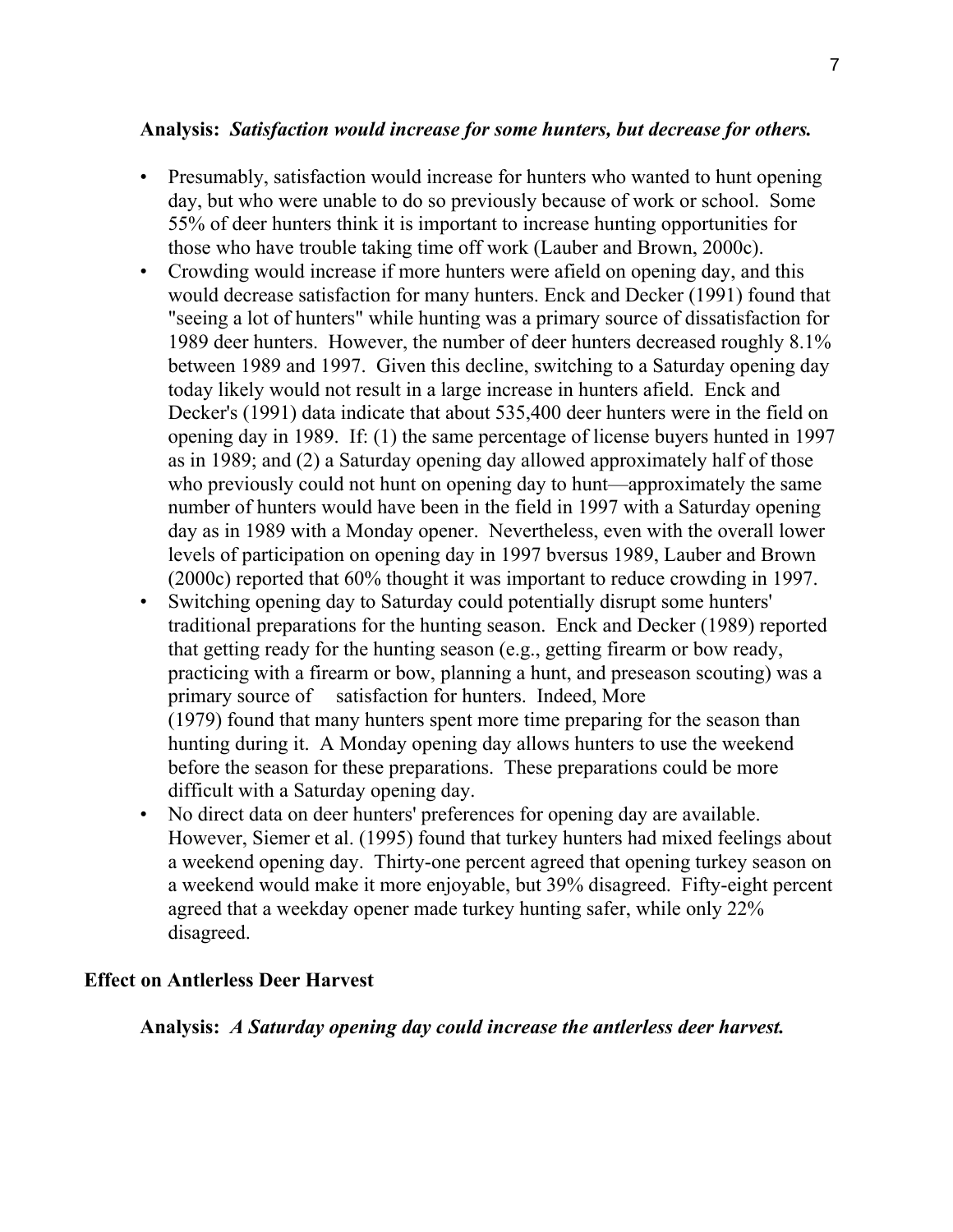**Analysis:** ***Satisfaction would increase for some hunters, but decrease for others.***

- Presumably, satisfaction would increase for hunters who wanted to hunt opening day, but who were unable to do so previously because of work or school. Some 55% of deer hunters think it is important to increase hunting opportunities for those who have trouble taking time off work (Lauber and Brown, 2000c).
- Crowding would increase if more hunters were afield on opening day, and this would decrease satisfaction for many hunters. Enck and Decker (1991) found that "seeing a lot of hunters" while hunting was a primary source of dissatisfaction for 1989 deer hunters. However, the number of deer hunters decreased roughly 8.1% between 1989 and 1997. Given this decline, switching to a Saturday opening day today likely would not result in a large increase in hunters afield. Enck and Decker's (1991) data indicate that about 535,400 deer hunters were in the field on opening day in 1989. If: (1) the same percentage of license buyers hunted in 1997 as in 1989; and (2) a Saturday opening day allowed approximately half of those who previously could not hunt on opening day to hunt—approximately the same number of hunters would have been in the field in 1997 with a Saturday opening day as in 1989 with a Monday opener. Nevertheless, even with the overall lower levels of participation on opening day in 1997 bversus 1989, Lauber and Brown (2000c) reported that 60% thought it was important to reduce crowding in 1997.
- Switching opening day to Saturday could potentially disrupt some hunters' traditional preparations for the hunting season. Enck and Decker (1989) reported that getting ready for the hunting season (e.g., getting firearm or bow ready, practicing with a firearm or bow, planning a hunt, and preseason scouting) was a primary source of satisfaction for hunters. Indeed, More (1979) found that many hunters spent more time preparing for the season than hunting during it. A Monday opening day allows hunters to use the weekend before the season for these preparations. These preparations could be more difficult with a Saturday opening day.
- No direct data on deer hunters' preferences for opening day are available. However, Siemer et al. (1995) found that turkey hunters had mixed feelings about a weekend opening day. Thirty-one percent agreed that opening turkey season on a weekend would make it more enjoyable, but 39% disagreed. Fifty-eight percent agreed that a weekday opener made turkey hunting safer, while only 22% disagreed.

## Effect on Antlerless Deer Harvest

**Analysis:** ***A Saturday opening day could increase the antlerless deer harvest.***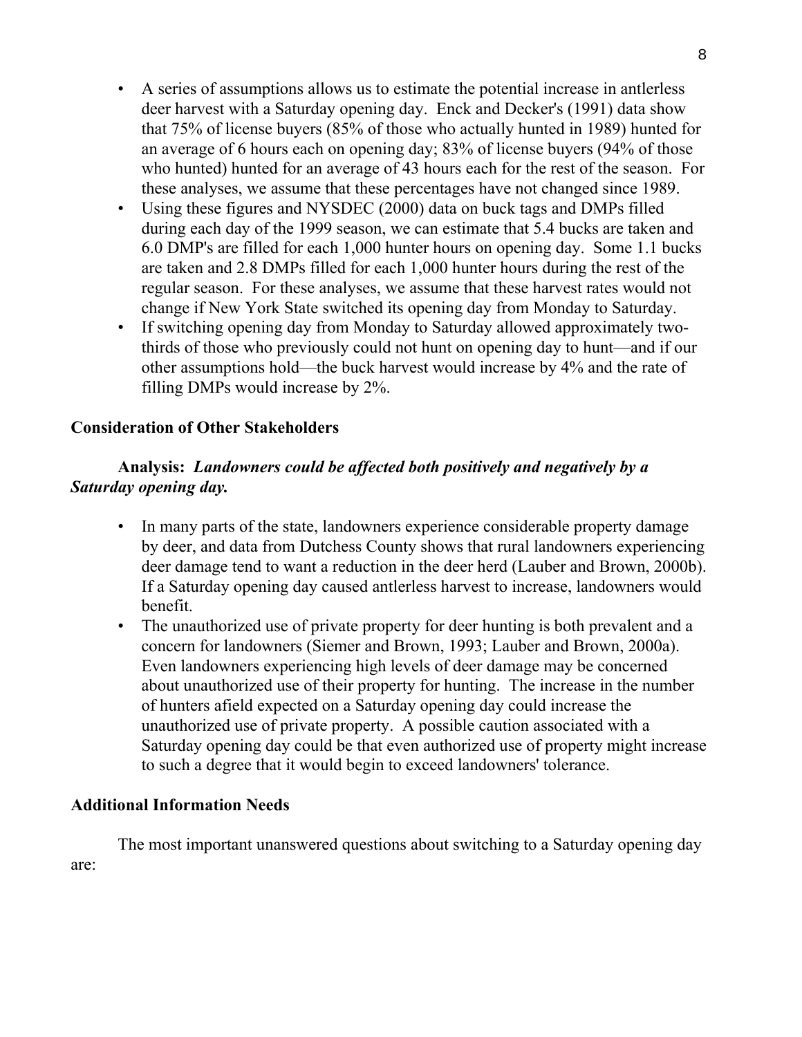- A series of assumptions allows us to estimate the potential increase in antlerless deer harvest with a Saturday opening day. Enck and Decker's (1991) data show that 75% of license buyers (85% of those who actually hunted in 1989) hunted for an average of 6 hours each on opening day; 83% of license buyers (94% of those who hunted) hunted for an average of 43 hours each for the rest of the season. For these analyses, we assume that these percentages have not changed since 1989.
- Using these figures and NYSDEC (2000) data on buck tags and DMPs filled during each day of the 1999 season, we can estimate that 5.4 bucks are taken and 6.0 DMP's are filled for each 1,000 hunter hours on opening day. Some 1.1 bucks are taken and 2.8 DMPs filled for each 1,000 hunter hours during the rest of the regular season. For these analyses, we assume that these harvest rates would not change if New York State switched its opening day from Monday to Saturday.
- If switching opening day from Monday to Saturday allowed approximately two-thirds of those who previously could not hunt on opening day to hunt—and if our other assumptions hold—the buck harvest would increase by 4% and the rate of filling DMPs would increase by 2%.

**Consideration of Other Stakeholders**

**Analysis:** ***Landowners could be affected both positively and negatively by a Saturday opening day.***

- In many parts of the state, landowners experience considerable property damage by deer, and data from Dutchess County shows that rural landowners experiencing deer damage tend to want a reduction in the deer herd (Lauber and Brown, 2000b). If a Saturday opening day caused antlerless harvest to increase, landowners would benefit.
- The unauthorized use of private property for deer hunting is both prevalent and a concern for landowners (Siemer and Brown, 1993; Lauber and Brown, 2000a). Even landowners experiencing high levels of deer damage may be concerned about unauthorized use of their property for hunting. The increase in the number of hunters afield expected on a Saturday opening day could increase the unauthorized use of private property. A possible caution associated with a Saturday opening day could be that even authorized use of property might increase to such a degree that it would begin to exceed landowners' tolerance.

**Additional Information Needs**

The most important unanswered questions about switching to a Saturday opening day are: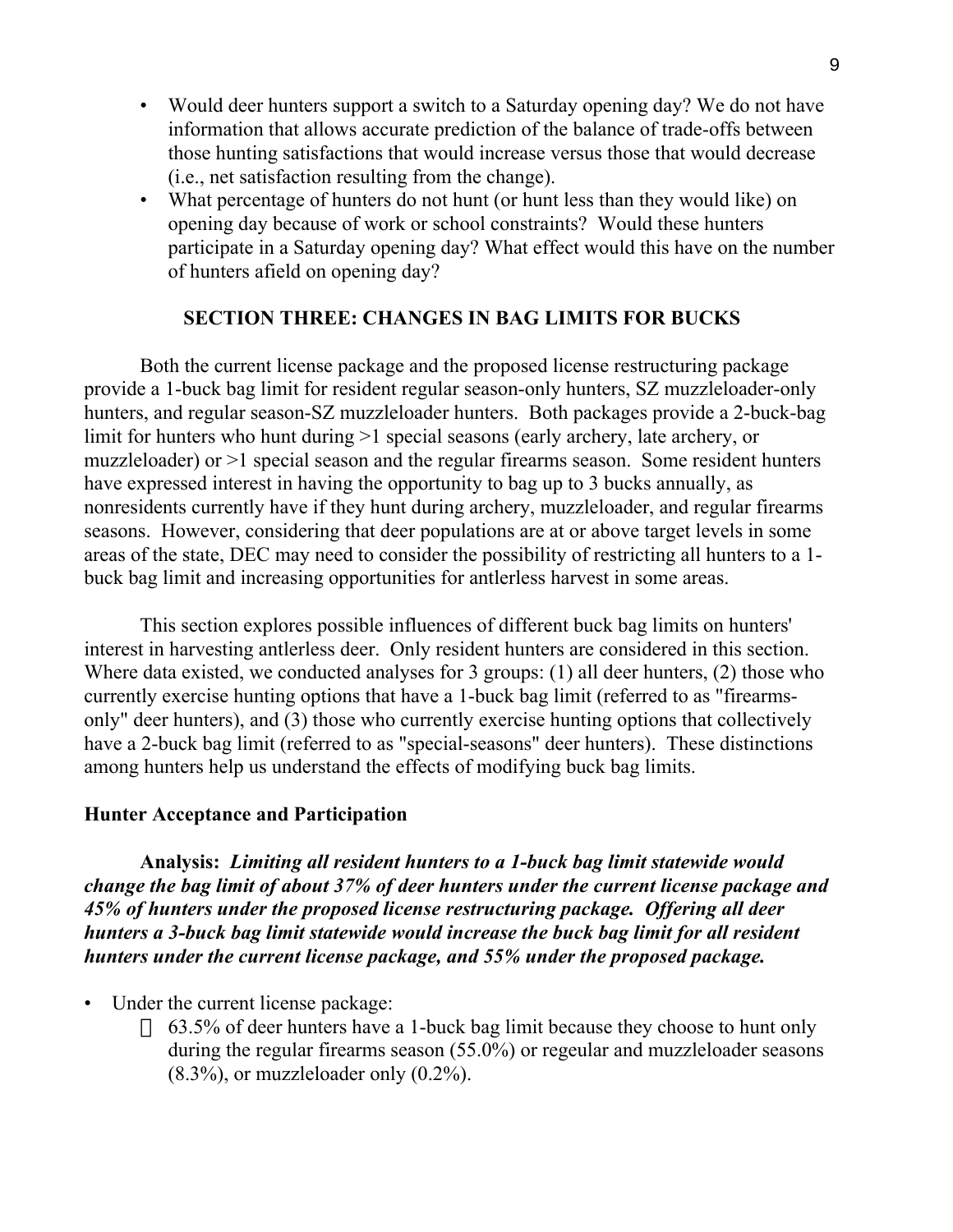- Would deer hunters support a switch to a Saturday opening day? We do not have information that allows accurate prediction of the balance of trade-offs between those hunting satisfactions that would increase versus those that would decrease (i.e., net satisfaction resulting from the change).
- What percentage of hunters do not hunt (or hunt less than they would like) on opening day because of work or school constraints? Would these hunters participate in a Saturday opening day? What effect would this have on the number of hunters afield on opening day?

## SECTION THREE: CHANGES IN BAG LIMITS FOR BUCKS

Both the current license package and the proposed license restructuring package provide a 1-buck bag limit for resident regular season-only hunters, SZ muzzleloader-only hunters, and regular season-SZ muzzleloader hunters. Both packages provide a 2-buck-bag limit for hunters who hunt during >1 special seasons (early archery, late archery, or muzzleloader) or >1 special season and the regular firearms season. Some resident hunters have expressed interest in having the opportunity to bag up to 3 bucks annually, as nonresidents currently have if they hunt during archery, muzzleloader, and regular firearms seasons. However, considering that deer populations are at or above target levels in some areas of the state, DEC may need to consider the possibility of restricting all hunters to a 1-buck bag limit and increasing opportunities for antlerless harvest in some areas.

This section explores possible influences of different buck bag limits on hunters' interest in harvesting antlerless deer. Only resident hunters are considered in this section. Where data existed, we conducted analyses for 3 groups: (1) all deer hunters, (2) those who currently exercise hunting options that have a 1-buck bag limit (referred to as "firearms-only" deer hunters), and (3) those who currently exercise hunting options that collectively have a 2-buck bag limit (referred to as "special-seasons" deer hunters). These distinctions among hunters help us understand the effects of modifying buck bag limits.

### Hunter Acceptance and Participation

**Analysis:** ***Limiting all resident hunters to a 1-buck bag limit statewide would change the bag limit of about 37% of deer hunters under the current license package and 45% of hunters under the proposed license restructuring package. Offering all deer hunters a 3-buck bag limit statewide would increase the buck bag limit for all resident hunters under the current license package, and 55% under the proposed package.***

- Under the current license package:
  - 63.5% of deer hunters have a 1-buck bag limit because they choose to hunt only during the regular firearms season (55.0%) or regeular and muzzleloader seasons (8.3%), or muzzleloader only (0.2%).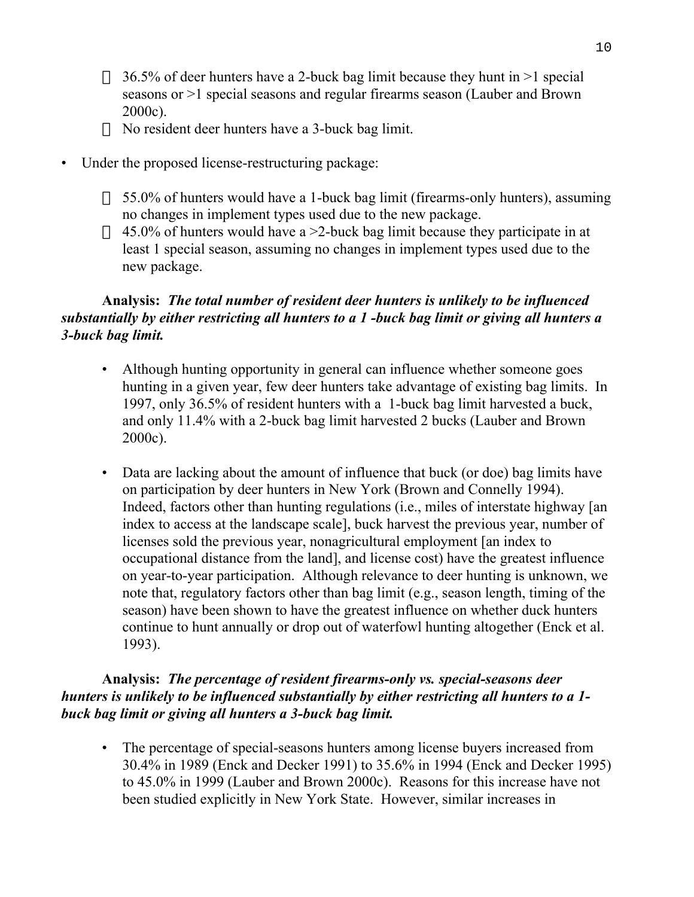- 36.5% of deer hunters have a 2-buck bag limit because they hunt in >1 special seasons or >1 special seasons and regular firearms season (Lauber and Brown 2000c).
   - No resident deer hunters have a 3-buck bag limit.

- Under the proposed license-restructuring package:

   - 55.0% of hunters would have a 1-buck bag limit (firearms-only hunters), assuming no changes in implement types used due to the new package.
   - 45.0% of hunters would have a >2-buck bag limit because they participate in at least 1 special season, assuming no changes in implement types used due to the new package.

**Analysis:** ***The total number of resident deer hunters is unlikely to be influenced substantially by either restricting all hunters to a 1 -buck bag limit or giving all hunters a 3-buck bag limit.***

- Although hunting opportunity in general can influence whether someone goes hunting in a given year, few deer hunters take advantage of existing bag limits. In 1997, only 36.5% of resident hunters with a 1-buck bag limit harvested a buck, and only 11.4% with a 2-buck bag limit harvested 2 bucks (Lauber and Brown 2000c).

- Data are lacking about the amount of influence that buck (or doe) bag limits have on participation by deer hunters in New York (Brown and Connelly 1994). Indeed, factors other than hunting regulations (i.e., miles of interstate highway [an index to access at the landscape scale], buck harvest the previous year, number of licenses sold the previous year, nonagricultural employment [an index to occupational distance from the land], and license cost) have the greatest influence on year-to-year participation. Although relevance to deer hunting is unknown, we note that, regulatory factors other than bag limit (e.g., season length, timing of the season) have been shown to have the greatest influence on whether duck hunters continue to hunt annually or drop out of waterfowl hunting altogether (Enck et al. 1993).

**Analysis:** ***The percentage of resident firearms-only vs. special-seasons deer hunters is unlikely to be influenced substantially by either restricting all hunters to a 1-buck bag limit or giving all hunters a 3-buck bag limit.***

- The percentage of special-seasons hunters among license buyers increased from 30.4% in 1989 (Enck and Decker 1991) to 35.6% in 1994 (Enck and Decker 1995) to 45.0% in 1999 (Lauber and Brown 2000c). Reasons for this increase have not been studied explicitly in New York State. However, similar increases in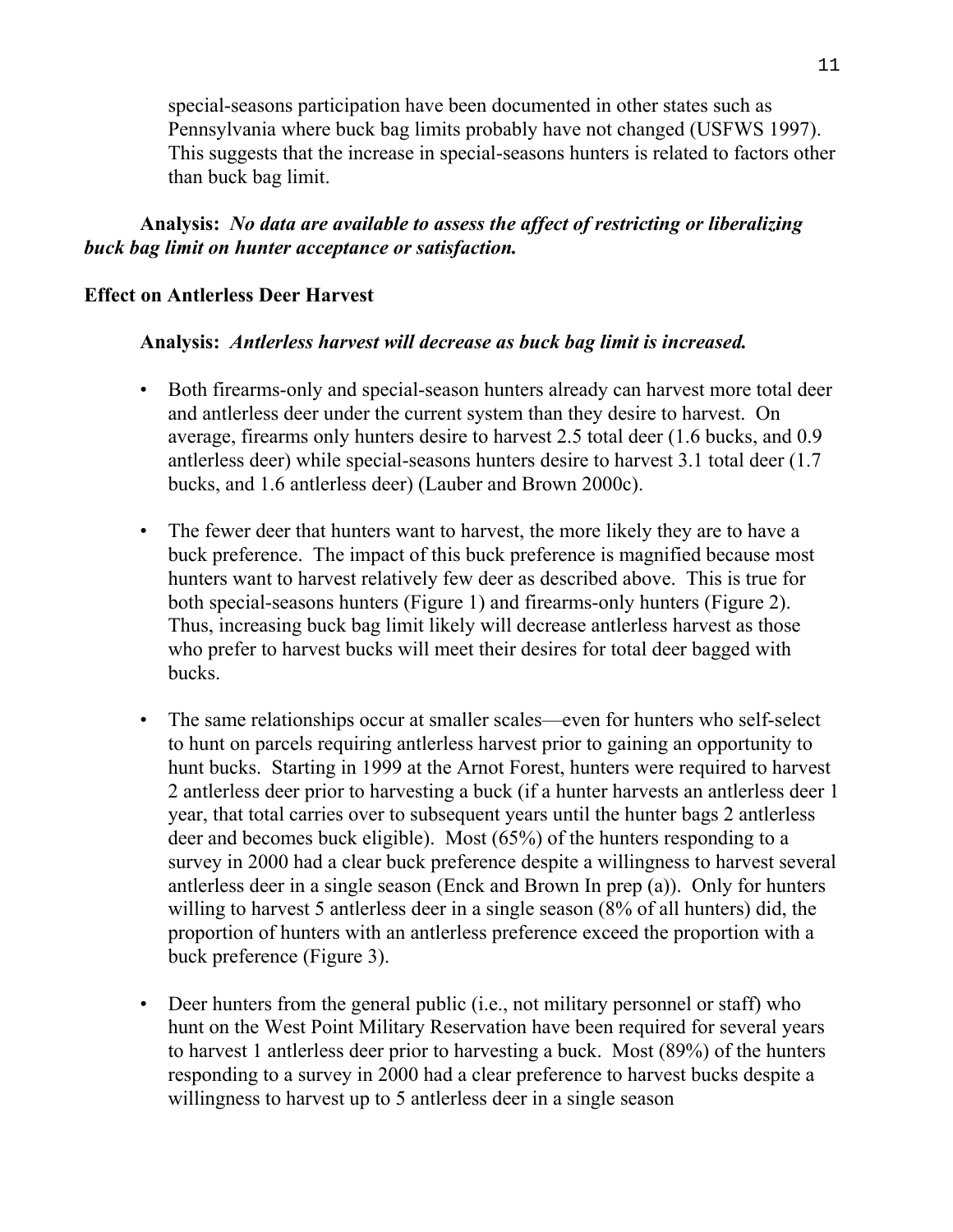special-seasons participation have been documented in other states such as Pennsylvania where buck bag limits probably have not changed (USFWS 1997). This suggests that the increase in special-seasons hunters is related to factors other than buck bag limit.

**Analysis:** ***No data are available to assess the affect of restricting or liberalizing buck bag limit on hunter acceptance or satisfaction.***

**Effect on Antlerless Deer Harvest**

**Analysis:** ***Antlerless harvest will decrease as buck bag limit is increased.***

- Both firearms-only and special-season hunters already can harvest more total deer and antlerless deer under the current system than they desire to harvest. On average, firearms only hunters desire to harvest 2.5 total deer (1.6 bucks, and 0.9 antlerless deer) while special-seasons hunters desire to harvest 3.1 total deer (1.7 bucks, and 1.6 antlerless deer) (Lauber and Brown 2000c).

- The fewer deer that hunters want to harvest, the more likely they are to have a buck preference. The impact of this buck preference is magnified because most hunters want to harvest relatively few deer as described above. This is true for both special-seasons hunters (Figure 1) and firearms-only hunters (Figure 2). Thus, increasing buck bag limit likely will decrease antlerless harvest as those who prefer to harvest bucks will meet their desires for total deer bagged with bucks.

- The same relationships occur at smaller scales—even for hunters who self-select to hunt on parcels requiring antlerless harvest prior to gaining an opportunity to hunt bucks. Starting in 1999 at the Arnot Forest, hunters were required to harvest 2 antlerless deer prior to harvesting a buck (if a hunter harvests an antlerless deer 1 year, that total carries over to subsequent years until the hunter bags 2 antlerless deer and becomes buck eligible). Most (65%) of the hunters responding to a survey in 2000 had a clear buck preference despite a willingness to harvest several antlerless deer in a single season (Enck and Brown In prep (a)). Only for hunters willing to harvest 5 antlerless deer in a single season (8% of all hunters) did, the proportion of hunters with an antlerless preference exceed the proportion with a buck preference (Figure 3).

- Deer hunters from the general public (i.e., not military personnel or staff) who hunt on the West Point Military Reservation have been required for several years to harvest 1 antlerless deer prior to harvesting a buck. Most (89%) of the hunters responding to a survey in 2000 had a clear preference to harvest bucks despite a willingness to harvest up to 5 antlerless deer in a single season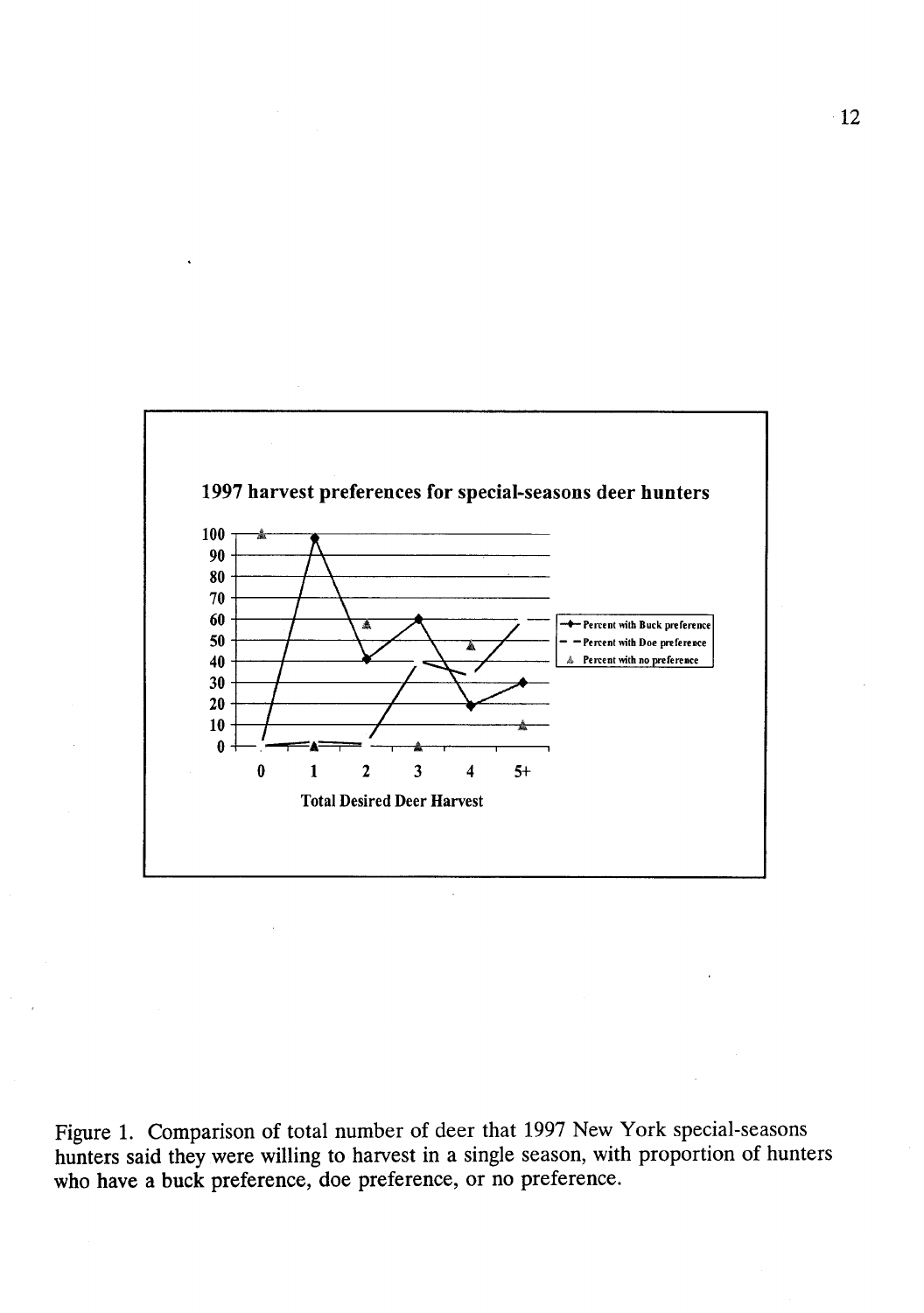**1997 harvest preferences for special-seasons deer hunters**

Figure 1. Comparison of total number of deer that 1997 New York special-seasons hunters said they were willing to harvest in a single season, with proportion of hunters who have a buck preference, doe preference, or no preference.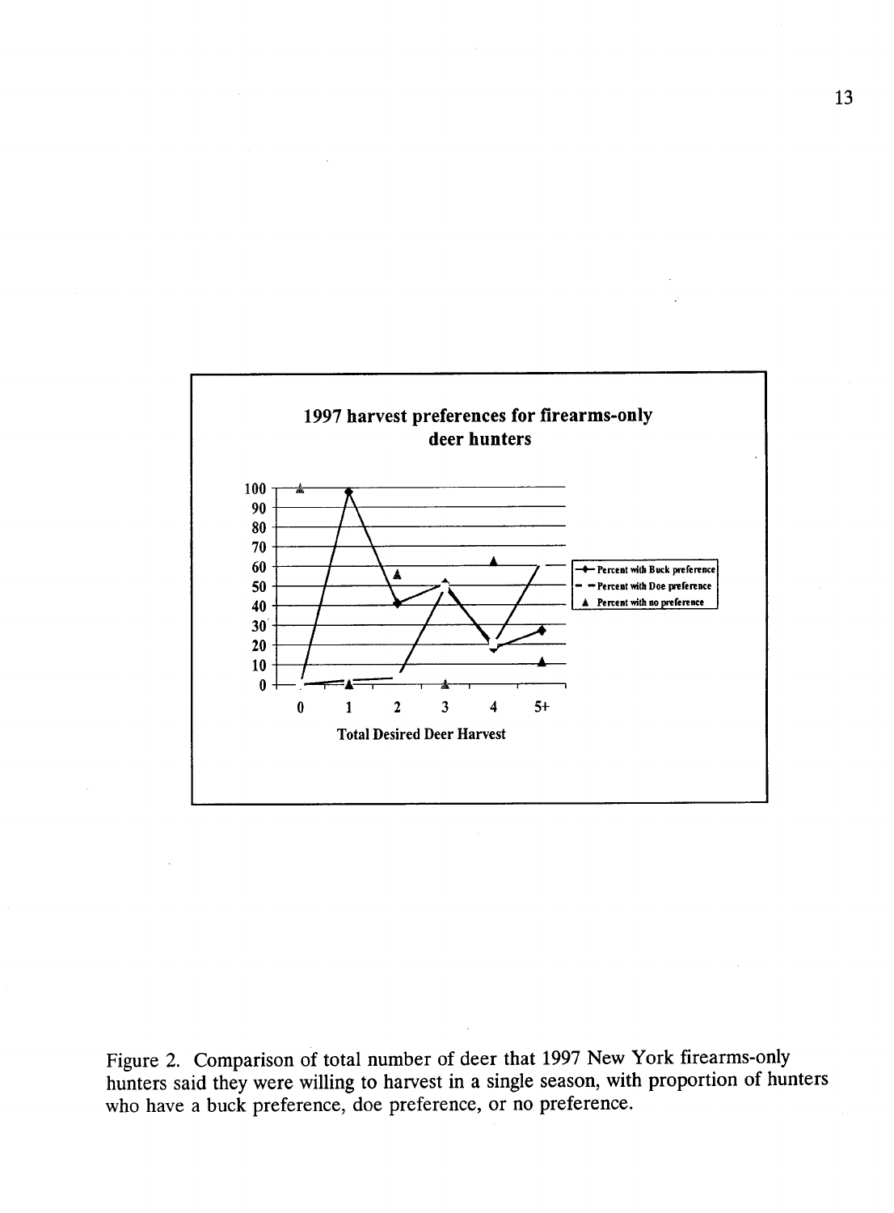1997 harvest preferences for firearms-only deer hunters

Figure 2. Comparison of total number of deer that 1997 New York firearms-only hunters said they were willing to harvest in a single season, with proportion of hunters who have a buck preference, doe preference, or no preference.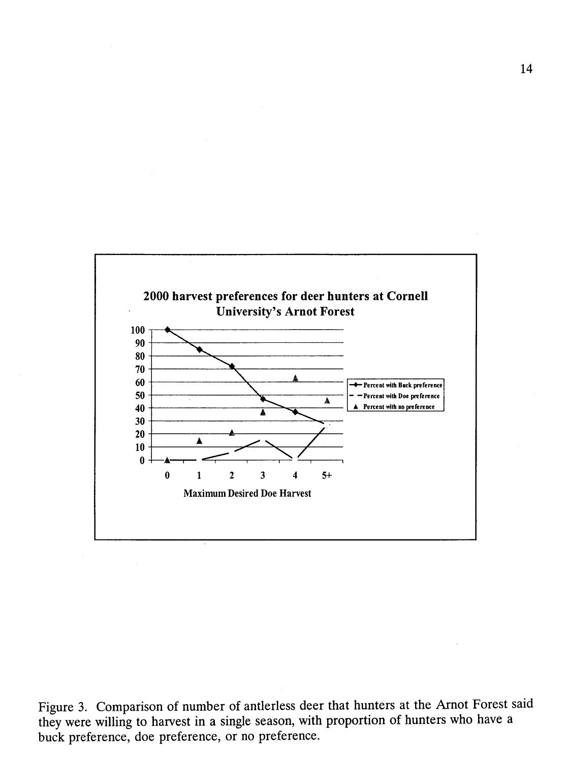2000 harvest preferences for deer hunters at Cornell University's Arnot Forest

Maximum Desired Doe Harvest

Percent with Buck preference
Percent with Doe preference
Percent with no preference

Figure 3. Comparison of number of antlerless deer that hunters at the Arnot Forest said they were willing to harvest in a single season, with proportion of hunters who have a buck preference, doe preference, or no preference.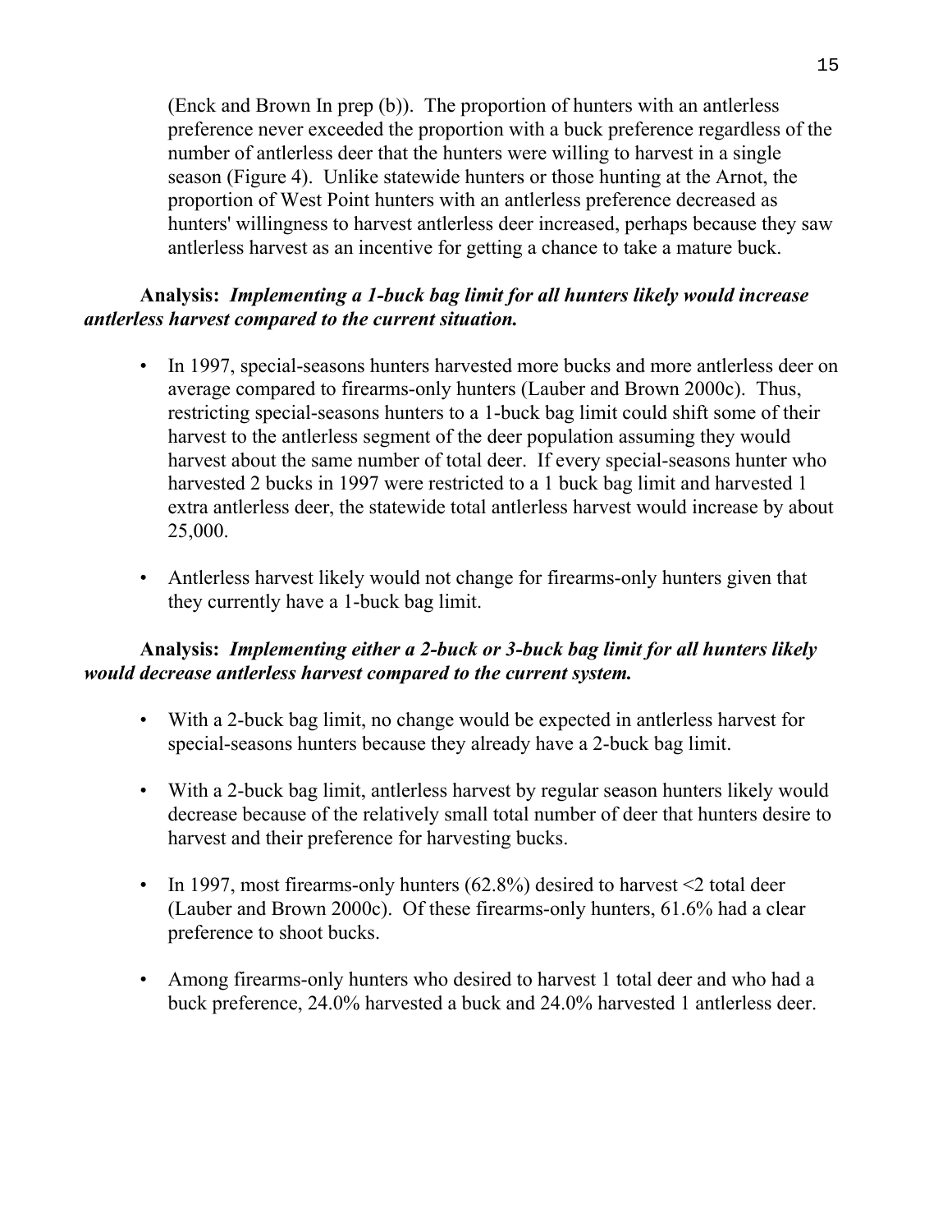(Enck and Brown In prep (b)). The proportion of hunters with an antlerless preference never exceeded the proportion with a buck preference regardless of the number of antlerless deer that the hunters were willing to harvest in a single season (Figure 4). Unlike statewide hunters or those hunting at the Arnot, the proportion of West Point hunters with an antlerless preference decreased as hunters' willingness to harvest antlerless deer increased, perhaps because they saw antlerless harvest as an incentive for getting a chance to take a mature buck.

**Analysis:** ***Implementing a 1-buck bag limit for all hunters likely would increase antlerless harvest compared to the current situation.***

- In 1997, special-seasons hunters harvested more bucks and more antlerless deer on average compared to firearms-only hunters (Lauber and Brown 2000c). Thus, restricting special-seasons hunters to a 1-buck bag limit could shift some of their harvest to the antlerless segment of the deer population assuming they would harvest about the same number of total deer. If every special-seasons hunter who harvested 2 bucks in 1997 were restricted to a 1 buck bag limit and harvested 1 extra antlerless deer, the statewide total antlerless harvest would increase by about 25,000.

- Antlerless harvest likely would not change for firearms-only hunters given that they currently have a 1-buck bag limit.

**Analysis:** ***Implementing either a 2-buck or 3-buck bag limit for all hunters likely would decrease antlerless harvest compared to the current system.***

- With a 2-buck bag limit, no change would be expected in antlerless harvest for special-seasons hunters because they already have a 2-buck bag limit.

- With a 2-buck bag limit, antlerless harvest by regular season hunters likely would decrease because of the relatively small total number of deer that hunters desire to harvest and their preference for harvesting bucks.

- In 1997, most firearms-only hunters (62.8%) desired to harvest <2 total deer (Lauber and Brown 2000c). Of these firearms-only hunters, 61.6% had a clear preference to shoot bucks.

- Among firearms-only hunters who desired to harvest 1 total deer and who had a buck preference, 24.0% harvested a buck and 24.0% harvested 1 antlerless deer.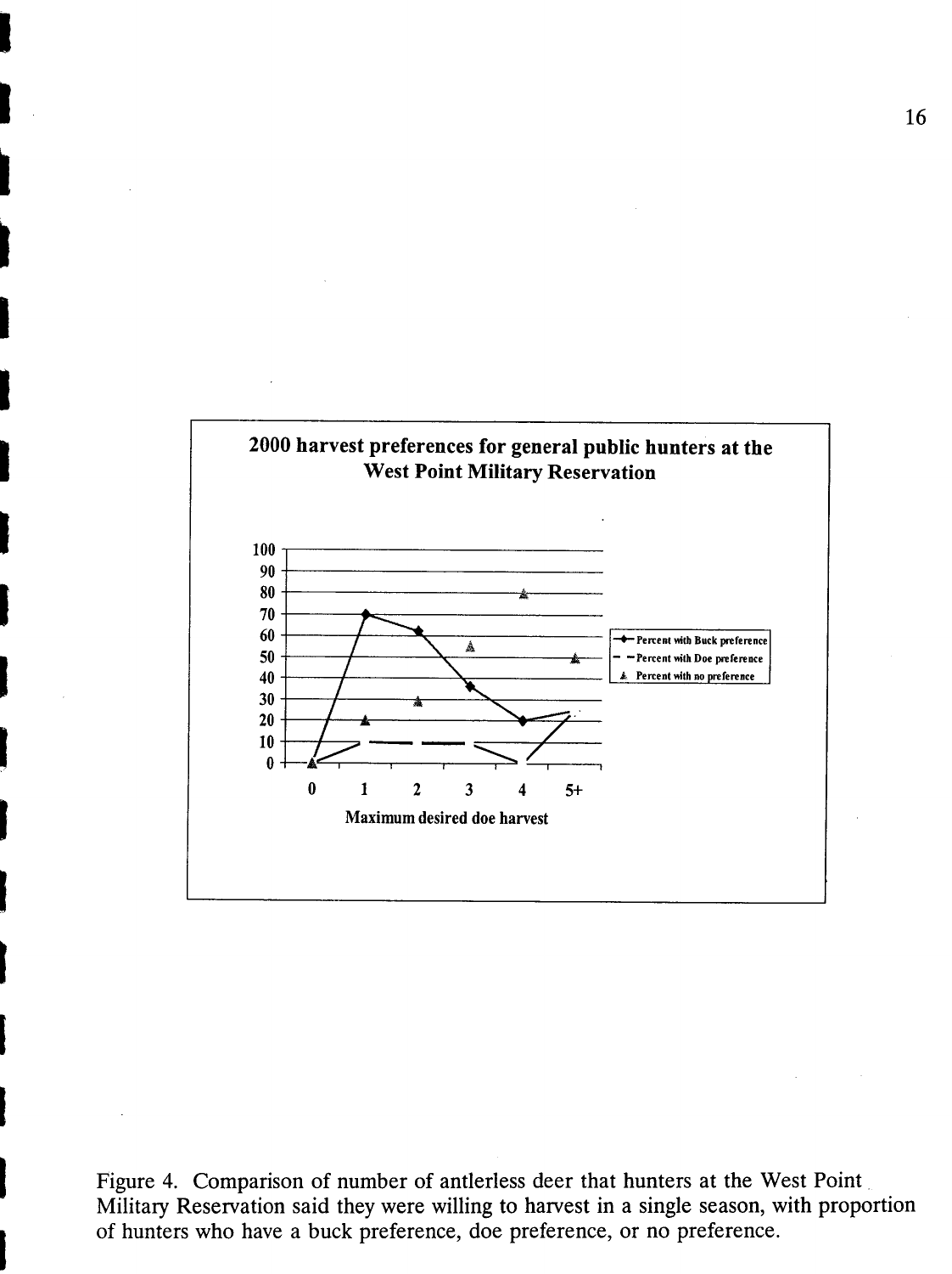**2000 harvest preferences for general public hunters at the West Point Military Reservation**

Figure 4. Comparison of number of antlerless deer that hunters at the West Point Military Reservation said they were willing to harvest in a single season, with proportion of hunters who have a buck preference, doe preference, or no preference.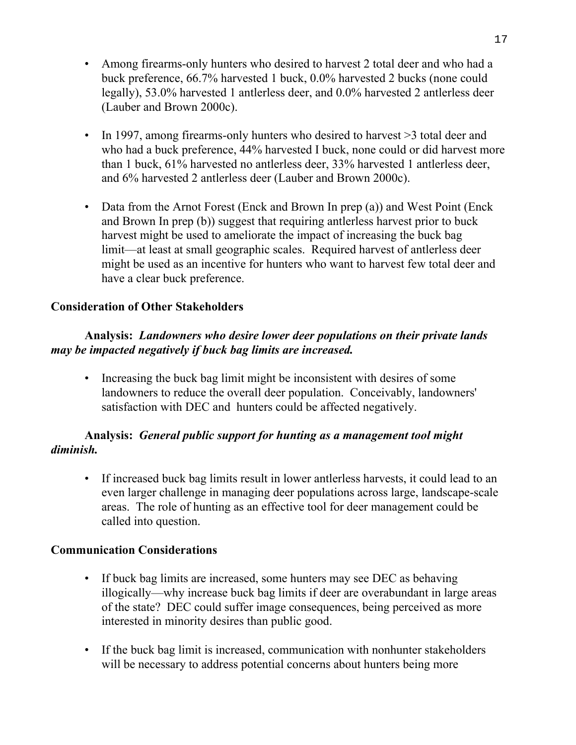- Among firearms-only hunters who desired to harvest 2 total deer and who had a buck preference, 66.7% harvested 1 buck, 0.0% harvested 2 bucks (none could legally), 53.0% harvested 1 antlerless deer, and 0.0% harvested 2 antlerless deer (Lauber and Brown 2000c).

- In 1997, among firearms-only hunters who desired to harvest >3 total deer and who had a buck preference, 44% harvested I buck, none could or did harvest more than 1 buck, 61% harvested no antlerless deer, 33% harvested 1 antlerless deer, and 6% harvested 2 antlerless deer (Lauber and Brown 2000c).

- Data from the Arnot Forest (Enck and Brown In prep (a)) and West Point (Enck and Brown In prep (b)) suggest that requiring antlerless harvest prior to buck harvest might be used to ameliorate the impact of increasing the buck bag limit—at least at small geographic scales. Required harvest of antlerless deer might be used as an incentive for hunters who want to harvest few total deer and have a clear buck preference.

**Consideration of Other Stakeholders**

**Analysis:** ***Landowners who desire lower deer populations on their private lands may be impacted negatively if buck bag limits are increased.***

- Increasing the buck bag limit might be inconsistent with desires of some landowners to reduce the overall deer population. Conceivably, landowners' satisfaction with DEC and hunters could be affected negatively.

**Analysis:** ***General public support for hunting as a management tool might diminish.***

- If increased buck bag limits result in lower antlerless harvests, it could lead to an even larger challenge in managing deer populations across large, landscape-scale areas. The role of hunting as an effective tool for deer management could be called into question.

**Communication Considerations**

- If buck bag limits are increased, some hunters may see DEC as behaving illogically—why increase buck bag limits if deer are overabundant in large areas of the state? DEC could suffer image consequences, being perceived as more interested in minority desires than public good.

- If the buck bag limit is increased, communication with nonhunter stakeholders will be necessary to address potential concerns about hunters being more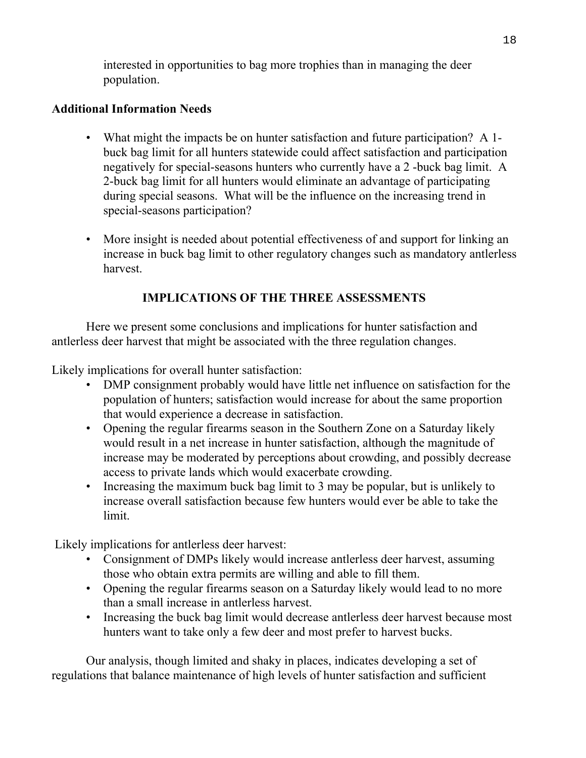interested in opportunities to bag more trophies than in managing the deer population.

**Additional Information Needs**

- What might the impacts be on hunter satisfaction and future participation? A 1-buck bag limit for all hunters statewide could affect satisfaction and participation negatively for special-seasons hunters who currently have a 2 -buck bag limit. A 2-buck bag limit for all hunters would eliminate an advantage of participating during special seasons. What will be the influence on the increasing trend in special-seasons participation?

- More insight is needed about potential effectiveness of and support for linking an increase in buck bag limit to other regulatory changes such as mandatory antlerless harvest.

## IMPLICATIONS OF THE THREE ASSESSMENTS

Here we present some conclusions and implications for hunter satisfaction and antlerless deer harvest that might be associated with the three regulation changes.

Likely implications for overall hunter satisfaction:

- DMP consignment probably would have little net influence on satisfaction for the population of hunters; satisfaction would increase for about the same proportion that would experience a decrease in satisfaction.
- Opening the regular firearms season in the Southern Zone on a Saturday likely would result in a net increase in hunter satisfaction, although the magnitude of increase may be moderated by perceptions about crowding, and possibly decrease access to private lands which would exacerbate crowding.
- Increasing the maximum buck bag limit to 3 may be popular, but is unlikely to increase overall satisfaction because few hunters would ever be able to take the limit.

Likely implications for antlerless deer harvest:

- Consignment of DMPs likely would increase antlerless deer harvest, assuming those who obtain extra permits are willing and able to fill them.
- Opening the regular firearms season on a Saturday likely would lead to no more than a small increase in antlerless harvest.
- Increasing the buck bag limit would decrease antlerless deer harvest because most hunters want to take only a few deer and most prefer to harvest bucks.

Our analysis, though limited and shaky in places, indicates developing a set of regulations that balance maintenance of high levels of hunter satisfaction and sufficient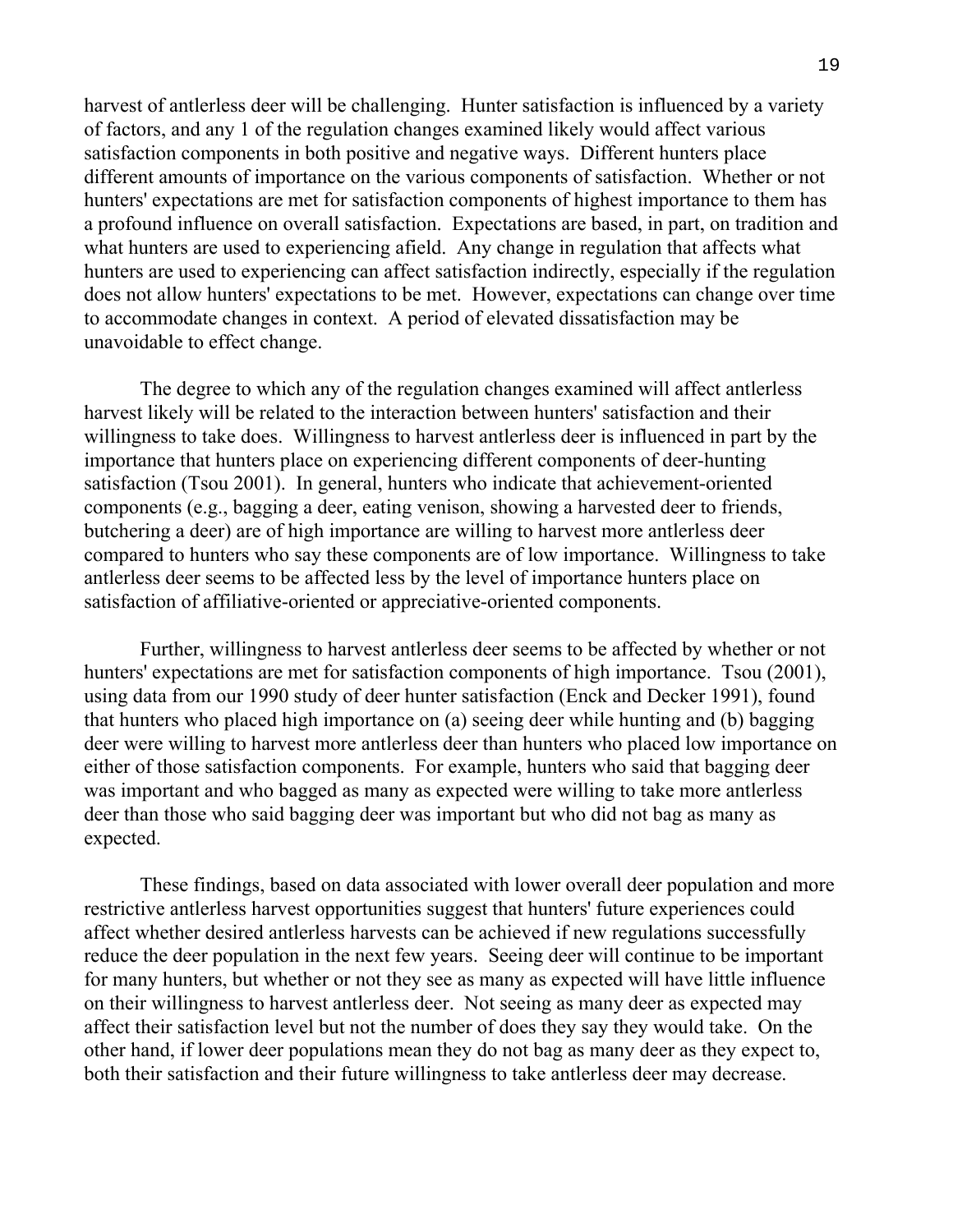harvest of antlerless deer will be challenging. Hunter satisfaction is influenced by a variety of factors, and any 1 of the regulation changes examined likely would affect various satisfaction components in both positive and negative ways. Different hunters place different amounts of importance on the various components of satisfaction. Whether or not hunters' expectations are met for satisfaction components of highest importance to them has a profound influence on overall satisfaction. Expectations are based, in part, on tradition and what hunters are used to experiencing afield. Any change in regulation that affects what hunters are used to experiencing can affect satisfaction indirectly, especially if the regulation does not allow hunters' expectations to be met. However, expectations can change over time to accommodate changes in context. A period of elevated dissatisfaction may be unavoidable to effect change.

The degree to which any of the regulation changes examined will affect antlerless harvest likely will be related to the interaction between hunters' satisfaction and their willingness to take does. Willingness to harvest antlerless deer is influenced in part by the importance that hunters place on experiencing different components of deer-hunting satisfaction (Tsou 2001). In general, hunters who indicate that achievement-oriented components (e.g., bagging a deer, eating venison, showing a harvested deer to friends, butchering a deer) are of high importance are willing to harvest more antlerless deer compared to hunters who say these components are of low importance. Willingness to take antlerless deer seems to be affected less by the level of importance hunters place on satisfaction of affiliative-oriented or appreciative-oriented components.

Further, willingness to harvest antlerless deer seems to be affected by whether or not hunters' expectations are met for satisfaction components of high importance. Tsou (2001), using data from our 1990 study of deer hunter satisfaction (Enck and Decker 1991), found that hunters who placed high importance on (a) seeing deer while hunting and (b) bagging deer were willing to harvest more antlerless deer than hunters who placed low importance on either of those satisfaction components. For example, hunters who said that bagging deer was important and who bagged as many as expected were willing to take more antlerless deer than those who said bagging deer was important but who did not bag as many as expected.

These findings, based on data associated with lower overall deer population and more restrictive antlerless harvest opportunities suggest that hunters' future experiences could affect whether desired antlerless harvests can be achieved if new regulations successfully reduce the deer population in the next few years. Seeing deer will continue to be important for many hunters, but whether or not they see as many as expected will have little influence on their willingness to harvest antlerless deer. Not seeing as many deer as expected may affect their satisfaction level but not the number of does they say they would take. On the other hand, if lower deer populations mean they do not bag as many deer as they expect to, both their satisfaction and their future willingness to take antlerless deer may decrease.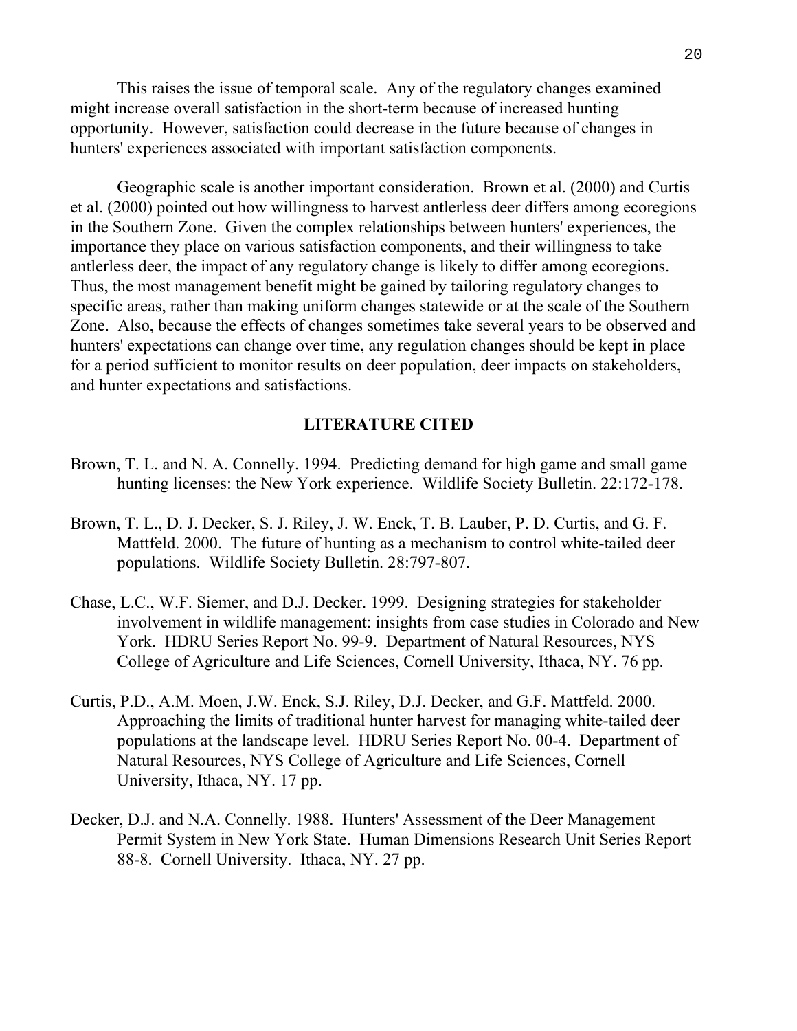This raises the issue of temporal scale. Any of the regulatory changes examined might increase overall satisfaction in the short-term because of increased hunting opportunity. However, satisfaction could decrease in the future because of changes in hunters' experiences associated with important satisfaction components.

Geographic scale is another important consideration. Brown et al. (2000) and Curtis et al. (2000) pointed out how willingness to harvest antlerless deer differs among ecoregions in the Southern Zone. Given the complex relationships between hunters' experiences, the importance they place on various satisfaction components, and their willingness to take antlerless deer, the impact of any regulatory change is likely to differ among ecoregions. Thus, the most management benefit might be gained by tailoring regulatory changes to specific areas, rather than making uniform changes statewide or at the scale of the Southern Zone. Also, because the effects of changes sometimes take several years to be observed <u>and</u> hunters' expectations can change over time, any regulation changes should be kept in place for a period sufficient to monitor results on deer population, deer impacts on stakeholders, and hunter expectations and satisfactions.

## LITERATURE CITED

Brown, T. L. and N. A. Connelly. 1994. Predicting demand for high game and small game hunting licenses: the New York experience. Wildlife Society Bulletin. 22:172-178.

Brown, T. L., D. J. Decker, S. J. Riley, J. W. Enck, T. B. Lauber, P. D. Curtis, and G. F. Mattfeld. 2000. The future of hunting as a mechanism to control white-tailed deer populations. Wildlife Society Bulletin. 28:797-807.

Chase, L.C., W.F. Siemer, and D.J. Decker. 1999. Designing strategies for stakeholder involvement in wildlife management: insights from case studies in Colorado and New York. HDRU Series Report No. 99-9. Department of Natural Resources, NYS College of Agriculture and Life Sciences, Cornell University, Ithaca, NY. 76 pp.

Curtis, P.D., A.M. Moen, J.W. Enck, S.J. Riley, D.J. Decker, and G.F. Mattfeld. 2000. Approaching the limits of traditional hunter harvest for managing white-tailed deer populations at the landscape level. HDRU Series Report No. 00-4. Department of Natural Resources, NYS College of Agriculture and Life Sciences, Cornell University, Ithaca, NY. 17 pp.

Decker, D.J. and N.A. Connelly. 1988. Hunters' Assessment of the Deer Management Permit System in New York State. Human Dimensions Research Unit Series Report 88-8. Cornell University. Ithaca, NY. 27 pp.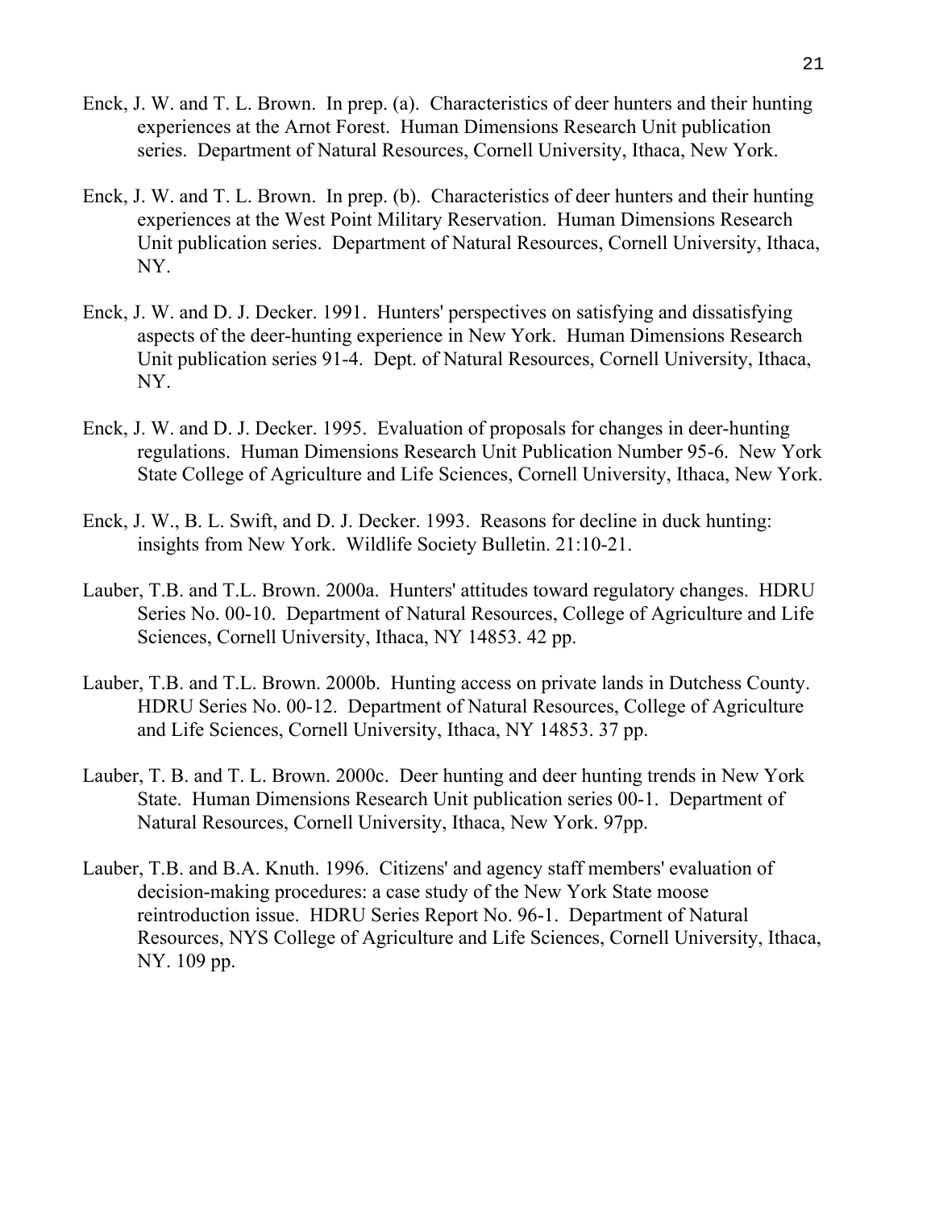Enck, J. W. and T. L. Brown. In prep. (a). Characteristics of deer hunters and their hunting experiences at the Arnot Forest. Human Dimensions Research Unit publication series. Department of Natural Resources, Cornell University, Ithaca, New York.

Enck, J. W. and T. L. Brown. In prep. (b). Characteristics of deer hunters and their hunting experiences at the West Point Military Reservation. Human Dimensions Research Unit publication series. Department of Natural Resources, Cornell University, Ithaca, NY.

Enck, J. W. and D. J. Decker. 1991. Hunters' perspectives on satisfying and dissatisfying aspects of the deer-hunting experience in New York. Human Dimensions Research Unit publication series 91-4. Dept. of Natural Resources, Cornell University, Ithaca, NY.

Enck, J. W. and D. J. Decker. 1995. Evaluation of proposals for changes in deer-hunting regulations. Human Dimensions Research Unit Publication Number 95-6. New York State College of Agriculture and Life Sciences, Cornell University, Ithaca, New York.

Enck, J. W., B. L. Swift, and D. J. Decker. 1993. Reasons for decline in duck hunting: insights from New York. Wildlife Society Bulletin. 21:10-21.

Lauber, T.B. and T.L. Brown. 2000a. Hunters' attitudes toward regulatory changes. HDRU Series No. 00-10. Department of Natural Resources, College of Agriculture and Life Sciences, Cornell University, Ithaca, NY 14853. 42 pp.

Lauber, T.B. and T.L. Brown. 2000b. Hunting access on private lands in Dutchess County. HDRU Series No. 00-12. Department of Natural Resources, College of Agriculture and Life Sciences, Cornell University, Ithaca, NY 14853. 37 pp.

Lauber, T. B. and T. L. Brown. 2000c. Deer hunting and deer hunting trends in New York State. Human Dimensions Research Unit publication series 00-1. Department of Natural Resources, Cornell University, Ithaca, New York. 97pp.

Lauber, T.B. and B.A. Knuth. 1996. Citizens' and agency staff members' evaluation of decision-making procedures: a case study of the New York State moose reintroduction issue. HDRU Series Report No. 96-1. Department of Natural Resources, NYS College of Agriculture and Life Sciences, Cornell University, Ithaca, NY. 109 pp.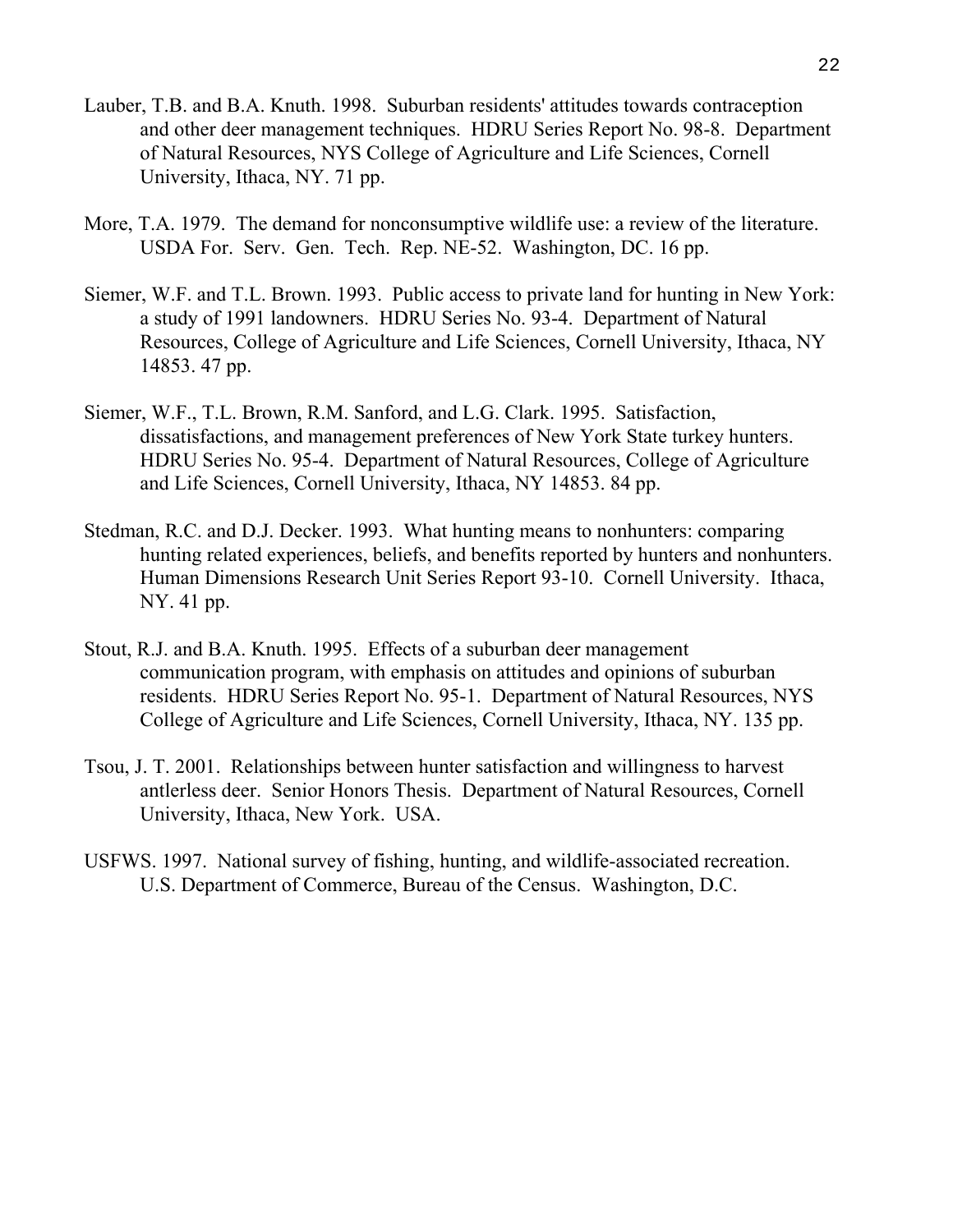Lauber, T.B. and B.A. Knuth. 1998. Suburban residents' attitudes towards contraception and other deer management techniques. HDRU Series Report No. 98-8. Department of Natural Resources, NYS College of Agriculture and Life Sciences, Cornell University, Ithaca, NY. 71 pp.

More, T.A. 1979. The demand for nonconsumptive wildlife use: a review of the literature. USDA For. Serv. Gen. Tech. Rep. NE-52. Washington, DC. 16 pp.

Siemer, W.F. and T.L. Brown. 1993. Public access to private land for hunting in New York: a study of 1991 landowners. HDRU Series No. 93-4. Department of Natural Resources, College of Agriculture and Life Sciences, Cornell University, Ithaca, NY 14853. 47 pp.

Siemer, W.F., T.L. Brown, R.M. Sanford, and L.G. Clark. 1995. Satisfaction, dissatisfactions, and management preferences of New York State turkey hunters. HDRU Series No. 95-4. Department of Natural Resources, College of Agriculture and Life Sciences, Cornell University, Ithaca, NY 14853. 84 pp.

Stedman, R.C. and D.J. Decker. 1993. What hunting means to nonhunters: comparing hunting related experiences, beliefs, and benefits reported by hunters and nonhunters. Human Dimensions Research Unit Series Report 93-10. Cornell University. Ithaca, NY. 41 pp.

Stout, R.J. and B.A. Knuth. 1995. Effects of a suburban deer management communication program, with emphasis on attitudes and opinions of suburban residents. HDRU Series Report No. 95-1. Department of Natural Resources, NYS College of Agriculture and Life Sciences, Cornell University, Ithaca, NY. 135 pp.

Tsou, J. T. 2001. Relationships between hunter satisfaction and willingness to harvest antlerless deer. Senior Honors Thesis. Department of Natural Resources, Cornell University, Ithaca, New York. USA.

USFWS. 1997. National survey of fishing, hunting, and wildlife-associated recreation. U.S. Department of Commerce, Bureau of the Census. Washington, D.C.